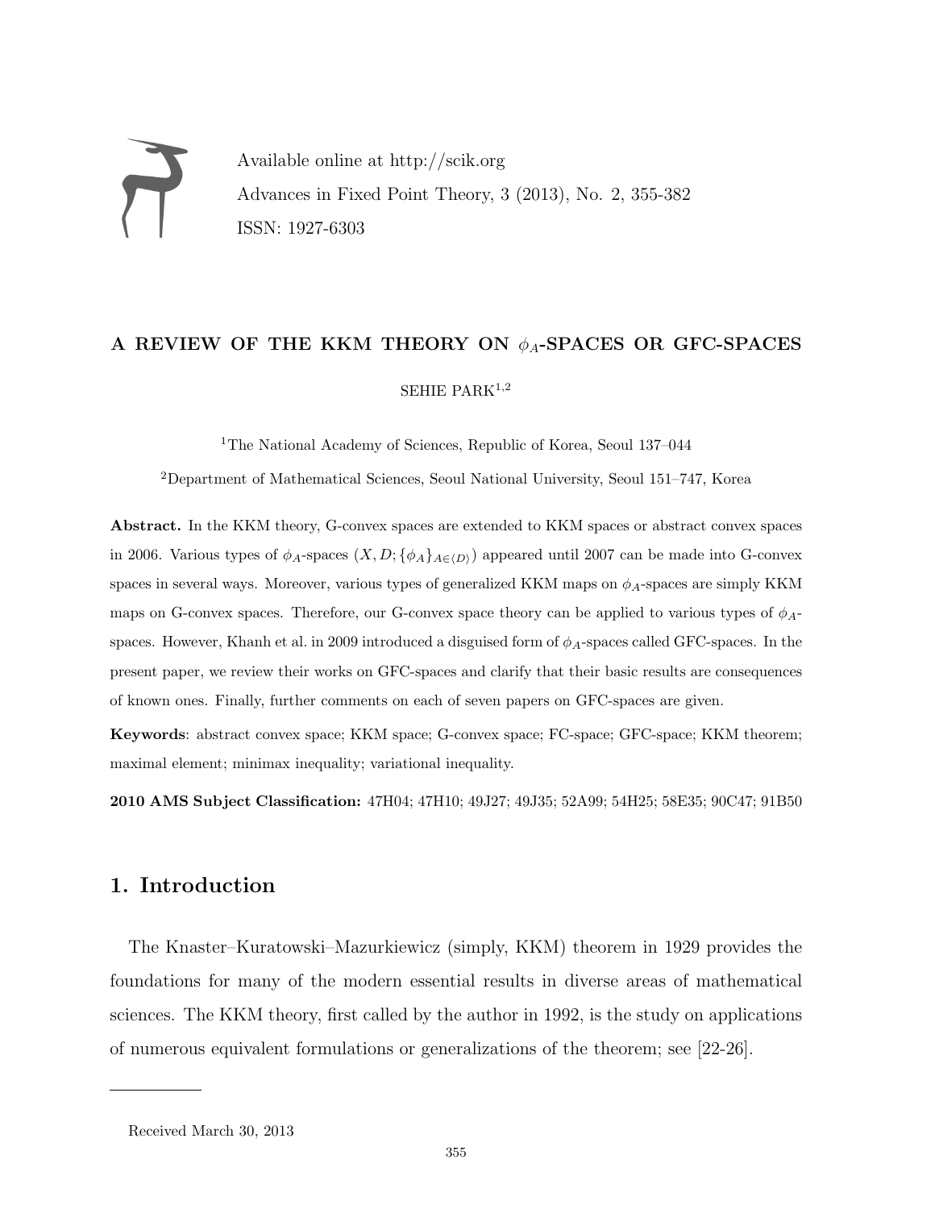Available online at http://scik.org

Advances in Fixed Point Theory, 3 (2013), No. 2, 355-382

ISSN: 1927-6303

# A REVIEW OF THE KKM THEORY ON $\phi_A$-SPACES OR GFC-SPACES

SEHIE PARK[1,2]

[1]The National Academy of Sciences, Republic of Korea, Seoul 137–044

[2]Department of Mathematical Sciences, Seoul National University, Seoul 151–747, Korea

**Abstract.** In the KKM theory, G-convex spaces are extended to KKM spaces or abstract convex spaces in 2006. Various types of $\phi_A$-spaces $(X, D; \{\phi_A\}_{A\in\langle D\rangle})$ appeared until 2007 can be made into G-convex spaces in several ways. Moreover, various types of generalized KKM maps on $\phi_A$-spaces are simply KKM maps on G-convex spaces. Therefore, our G-convex space theory can be applied to various types of $\phi_A$-spaces. However, Khanh et al. in 2009 introduced a disguised form of $\phi_A$-spaces called GFC-spaces. In the present paper, we review their works on GFC-spaces and clarify that their basic results are consequences of known ones. Finally, further comments on each of seven papers on GFC-spaces are given.

**Keywords**: abstract convex space; KKM space; G-convex space; FC-space; GFC-space; KKM theorem; maximal element; minimax inequality; variational inequality.

**2010 AMS Subject Classification:** 47H04; 47H10; 49J27; 49J35; 52A99; 54H25; 58E35; 90C47; 91B50

## 1. Introduction

The Knaster–Kuratowski–Mazurkiewicz (simply, KKM) theorem in 1929 provides the foundations for many of the modern essential results in diverse areas of mathematical sciences. The KKM theory, first called by the author in 1992, is the study on applications of numerous equivalent formulations or generalizations of the theorem; see [22-26].

Received March 30, 2013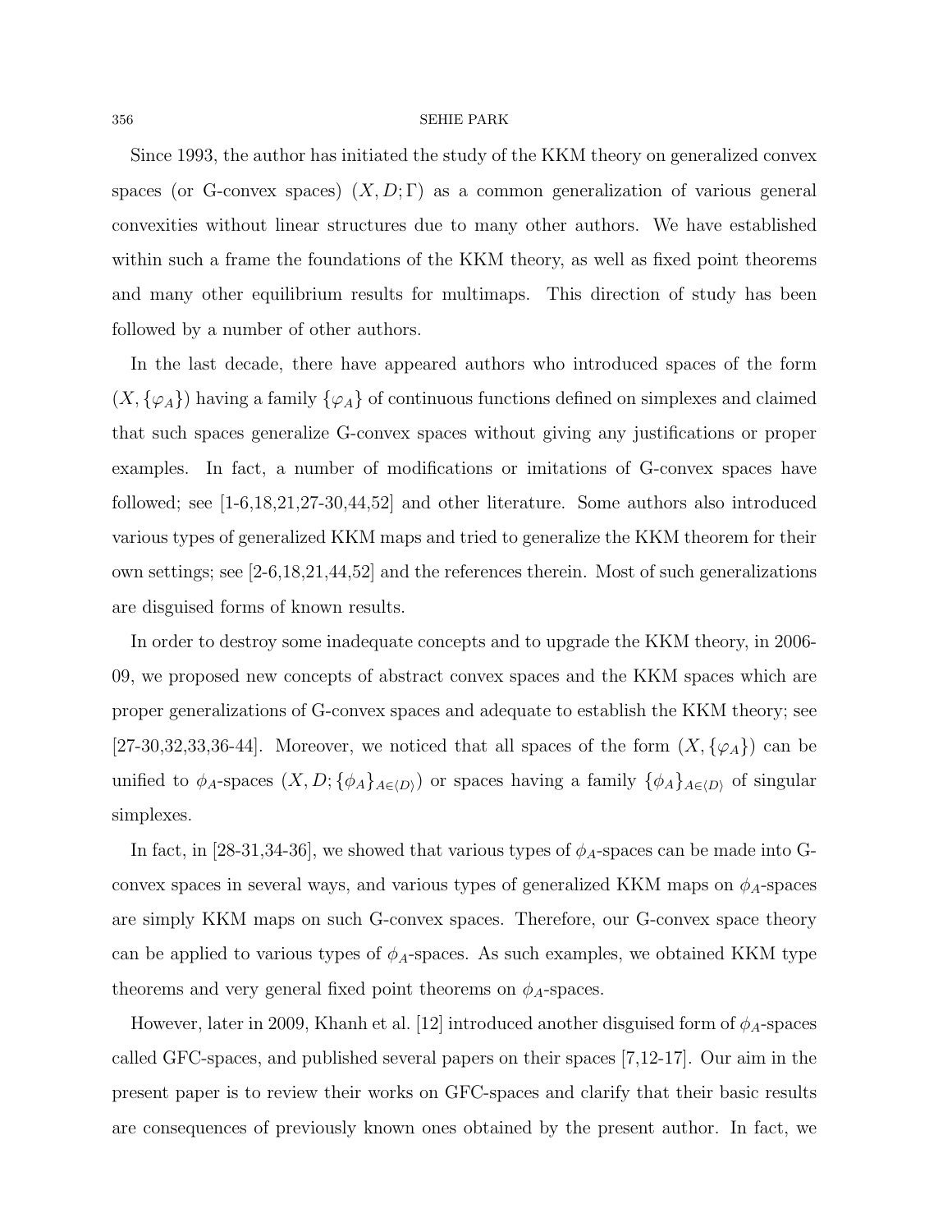Since 1993, the author has initiated the study of the KKM theory on generalized convex spaces (or G-convex spaces) $(X, D; \Gamma)$ as a common generalization of various general convexities without linear structures due to many other authors. We have established within such a frame the foundations of the KKM theory, as well as fixed point theorems and many other equilibrium results for multimaps. This direction of study has been followed by a number of other authors.

In the last decade, there have appeared authors who introduced spaces of the form $(X, \{\varphi_A\})$ having a family $\{\varphi_A\}$ of continuous functions defined on simplexes and claimed that such spaces generalize G-convex spaces without giving any justifications or proper examples. In fact, a number of modifications or imitations of G-convex spaces have followed; see [1-6,18,21,27-30,44,52] and other literature. Some authors also introduced various types of generalized KKM maps and tried to generalize the KKM theorem for their own settings; see [2-6,18,21,44,52] and the references therein. Most of such generalizations are disguised forms of known results.

In order to destroy some inadequate concepts and to upgrade the KKM theory, in 2006-09, we proposed new concepts of abstract convex spaces and the KKM spaces which are proper generalizations of G-convex spaces and adequate to establish the KKM theory; see [27-30,32,33,36-44]. Moreover, we noticed that all spaces of the form $(X, \{\varphi_A\})$ can be unified to $\phi_A$-spaces $(X, D; \{\phi_A\}_{A\in\langle D\rangle})$ or spaces having a family $\{\phi_A\}_{A\in\langle D\rangle}$ of singular simplexes.

In fact, in [28-31,34-36], we showed that various types of $\phi_A$-spaces can be made into G-convex spaces in several ways, and various types of generalized KKM maps on $\phi_A$-spaces are simply KKM maps on such G-convex spaces. Therefore, our G-convex space theory can be applied to various types of $\phi_A$-spaces. As such examples, we obtained KKM type theorems and very general fixed point theorems on $\phi_A$-spaces.

However, later in 2009, Khanh et al. [12] introduced another disguised form of $\phi_A$-spaces called GFC-spaces, and published several papers on their spaces [7,12-17]. Our aim in the present paper is to review their works on GFC-spaces and clarify that their basic results are consequences of previously known ones obtained by the present author. In fact, we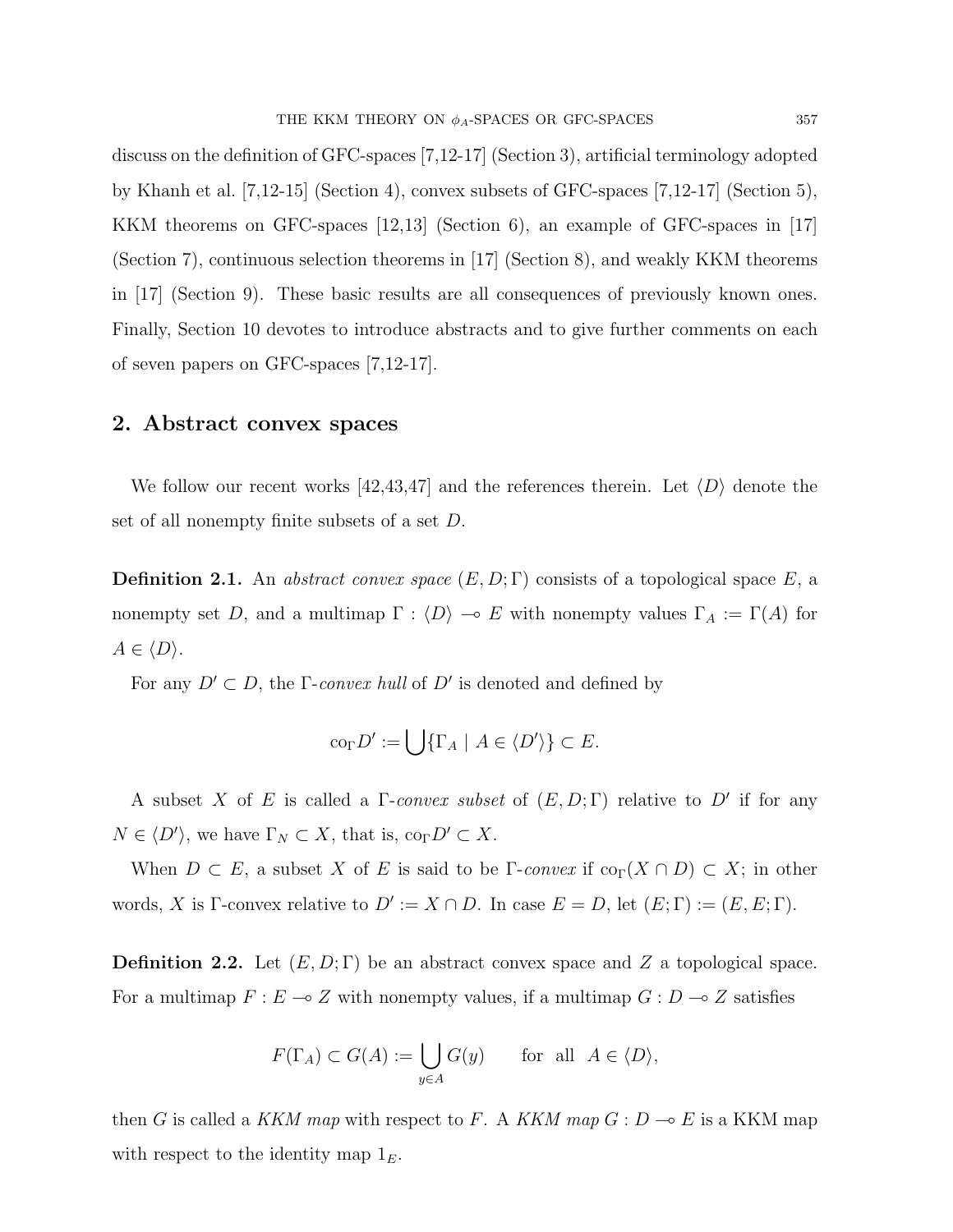discuss on the definition of GFC-spaces [7,12-17] (Section 3), artificial terminology adopted by Khanh et al. [7,12-15] (Section 4), convex subsets of GFC-spaces [7,12-17] (Section 5), KKM theorems on GFC-spaces [12,13] (Section 6), an example of GFC-spaces in [17] (Section 7), continuous selection theorems in [17] (Section 8), and weakly KKM theorems in [17] (Section 9). These basic results are all consequences of previously known ones. Finally, Section 10 devotes to introduce abstracts and to give further comments on each of seven papers on GFC-spaces [7,12-17].

## 2. Abstract convex spaces

We follow our recent works [42,43,47] and the references therein. Let $\langle D \rangle$ denote the set of all nonempty finite subsets of a set $D$.

**Definition 2.1.** An *abstract convex space* $(E, D; \Gamma)$ consists of a topological space $E$, a nonempty set $D$, and a multimap $\Gamma : \langle D \rangle \multimap E$ with nonempty values $\Gamma_A := \Gamma(A)$ for $A \in \langle D \rangle$.

For any $D' \subset D$, the $\Gamma$-*convex hull* of $D'$ is denoted and defined by

$$\mathrm{co}_\Gamma D' := \bigcup \{\Gamma_A \mid A \in \langle D' \rangle\} \subset E.$$

A subset $X$ of $E$ is called a $\Gamma$-*convex subset* of $(E, D; \Gamma)$ relative to $D'$ if for any $N \in \langle D' \rangle$, we have $\Gamma_N \subset X$, that is, $\mathrm{co}_\Gamma D' \subset X$.

When $D \subset E$, a subset $X$ of $E$ is said to be $\Gamma$-*convex* if $\mathrm{co}_\Gamma(X \cap D) \subset X$; in other words, $X$ is $\Gamma$-convex relative to $D' := X \cap D$. In case $E = D$, let $(E; \Gamma) := (E, E; \Gamma)$.

**Definition 2.2.** Let $(E, D; \Gamma)$ be an abstract convex space and $Z$ a topological space. For a multimap $F : E \multimap Z$ with nonempty values, if a multimap $G : D \multimap Z$ satisfies

$$F(\Gamma_A) \subset G(A) := \bigcup_{y \in A} G(y) \qquad \text{for all } \ A \in \langle D \rangle,$$

then $G$ is called a *KKM map* with respect to $F$. A *KKM map* $G : D \multimap E$ is a KKM map with respect to the identity map $1_E$.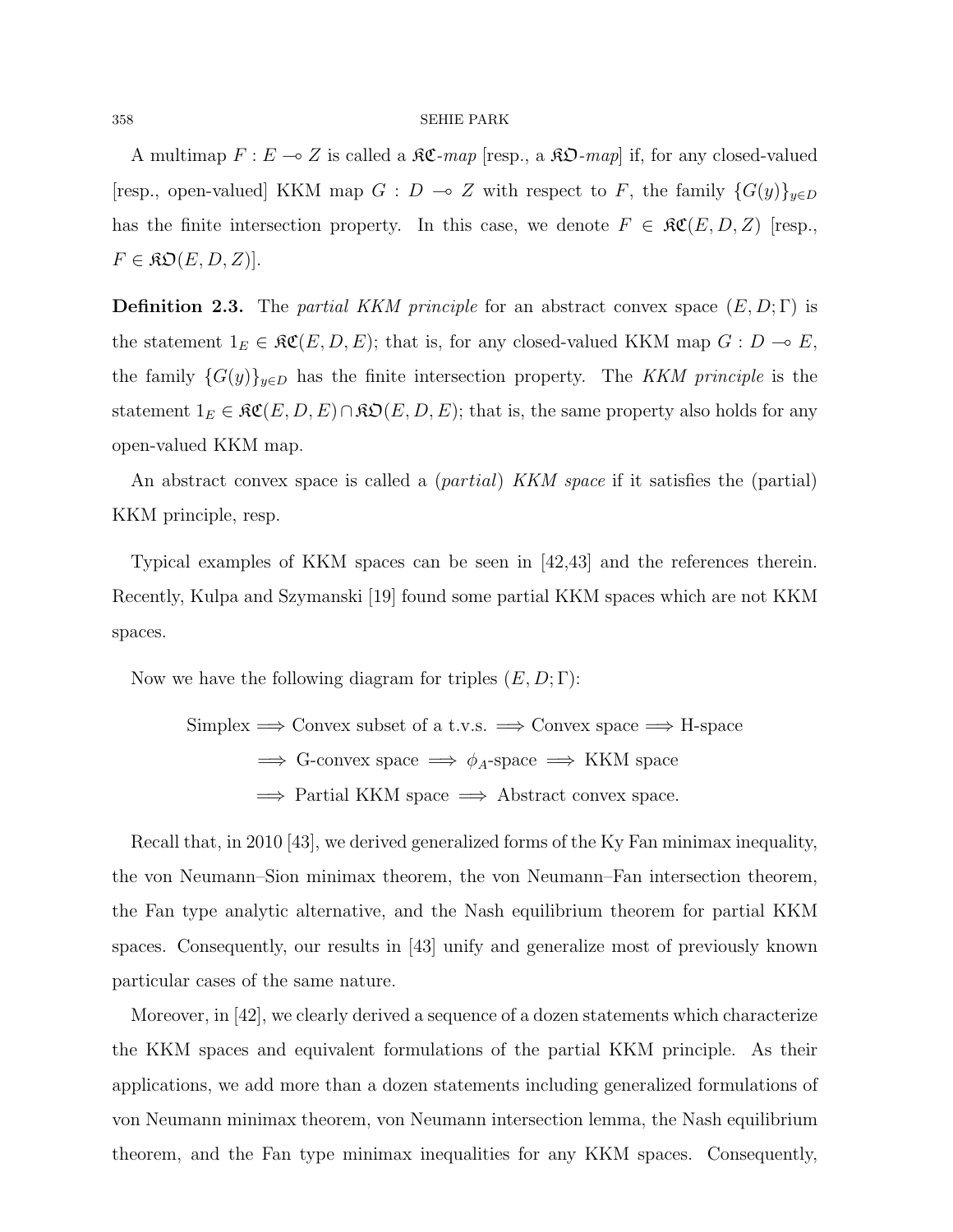A multimap $F : E \multimap Z$ is called a $\mathfrak{KC}$-*map* [resp., a $\mathfrak{KO}$-*map*] if, for any closed-valued [resp., open-valued] KKM map $G : D \multimap Z$ with respect to $F$, the family $\{G(y)\}_{y \in D}$ has the finite intersection property. In this case, we denote $F \in \mathfrak{KC}(E, D, Z)$ [resp., $F \in \mathfrak{KO}(E, D, Z)$].

**Definition 2.3.** The *partial KKM principle* for an abstract convex space $(E, D; \Gamma)$ is the statement $1_E \in \mathfrak{KC}(E, D, E)$; that is, for any closed-valued KKM map $G : D \multimap E$, the family $\{G(y)\}_{y \in D}$ has the finite intersection property. The *KKM principle* is the statement $1_E \in \mathfrak{KC}(E, D, E) \cap \mathfrak{KO}(E, D, E)$; that is, the same property also holds for any open-valued KKM map.

An abstract convex space is called a (*partial*) *KKM space* if it satisfies the (partial) KKM principle, resp.

Typical examples of KKM spaces can be seen in [42,43] and the references therein. Recently, Kulpa and Szymanski [19] found some partial KKM spaces which are not KKM spaces.

Now we have the following diagram for triples $(E, D; \Gamma)$:

$$
\begin{aligned}
\text{Simplex} &\Longrightarrow \text{Convex subset of a t.v.s.} \Longrightarrow \text{Convex space} \Longrightarrow \text{H-space} \\
&\Longrightarrow \text{G-convex space} \Longrightarrow \phi_A\text{-space} \Longrightarrow \text{KKM space} \\
&\Longrightarrow \text{Partial KKM space} \Longrightarrow \text{Abstract convex space.}
\end{aligned}
$$

Recall that, in 2010 [43], we derived generalized forms of the Ky Fan minimax inequality, the von Neumann–Sion minimax theorem, the von Neumann–Fan intersection theorem, the Fan type analytic alternative, and the Nash equilibrium theorem for partial KKM spaces. Consequently, our results in [43] unify and generalize most of previously known particular cases of the same nature.

Moreover, in [42], we clearly derived a sequence of a dozen statements which characterize the KKM spaces and equivalent formulations of the partial KKM principle. As their applications, we add more than a dozen statements including generalized formulations of von Neumann minimax theorem, von Neumann intersection lemma, the Nash equilibrium theorem, and the Fan type minimax inequalities for any KKM spaces. Consequently,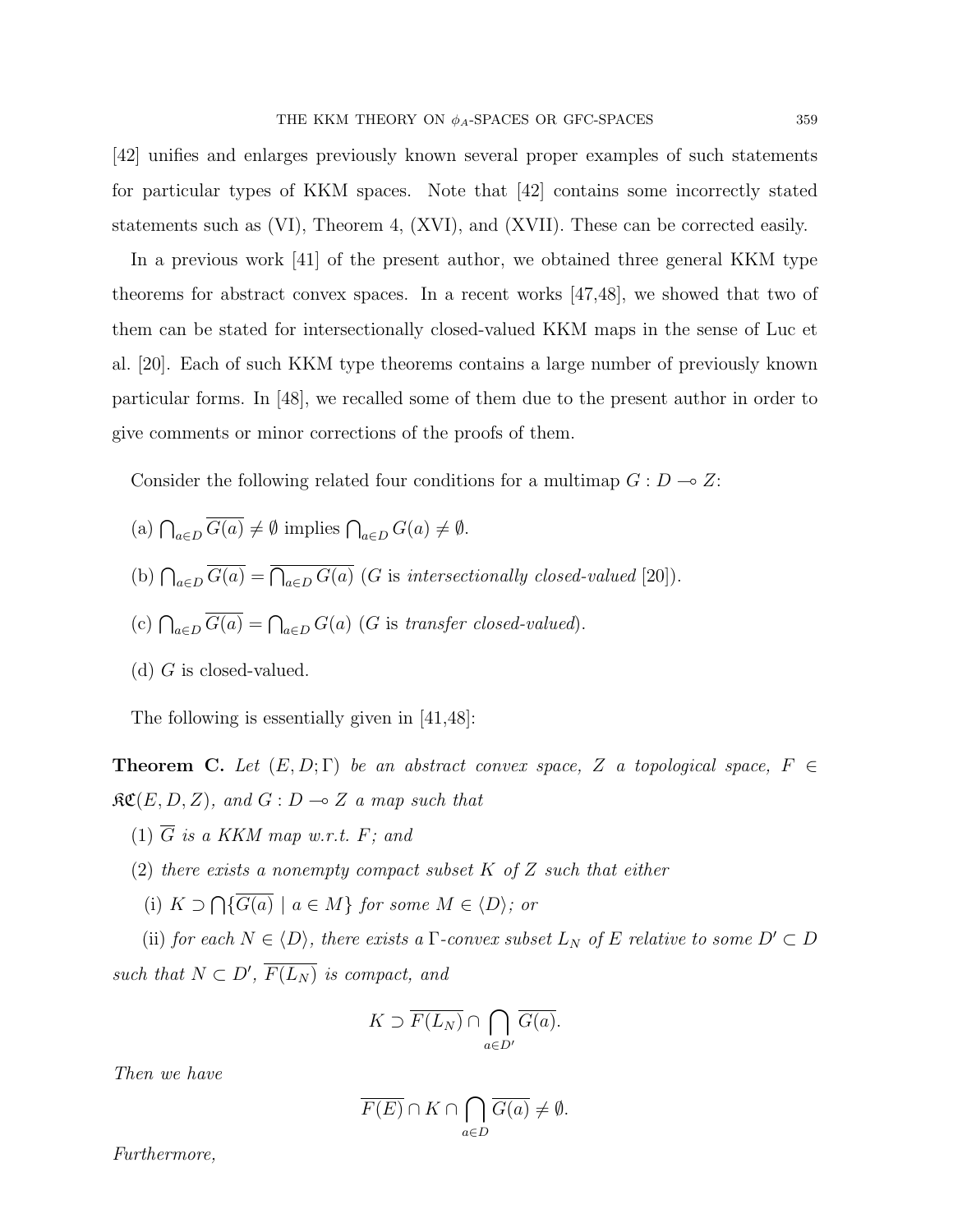[42] unifies and enlarges previously known several proper examples of such statements for particular types of KKM spaces. Note that [42] contains some incorrectly stated statements such as (VI), Theorem 4, (XVI), and (XVII). These can be corrected easily.

In a previous work [41] of the present author, we obtained three general KKM type theorems for abstract convex spaces. In a recent works [47,48], we showed that two of them can be stated for intersectionally closed-valued KKM maps in the sense of Luc et al. [20]. Each of such KKM type theorems contains a large number of previously known particular forms. In [48], we recalled some of them due to the present author in order to give comments or minor corrections of the proofs of them.

Consider the following related four conditions for a multimap $G : D \multimap Z$:

(a) $\bigcap_{a\in D} \overline{G(a)} \neq \emptyset$ implies $\bigcap_{a\in D} G(a) \neq \emptyset$.

(b) $\bigcap_{a\in D} \overline{G(a)} = \overline{\bigcap_{a\in D} G(a)}$ ($G$ is *intersectionally closed-valued* [20]).

(c) $\bigcap_{a\in D} \overline{G(a)} = \bigcap_{a\in D} G(a)$ ($G$ is *transfer closed-valued*).

(d) $G$ is closed-valued.

The following is essentially given in [41,48]:

**Theorem C.** *Let $(E, D; \Gamma)$ be an abstract convex space, $Z$ a topological space, $F \in \mathfrak{KC}(E, D, Z)$, and $G : D \multimap Z$ a map such that*

(1) *$\overline{G}$ is a KKM map w.r.t. $F$; and*

(2) *there exists a nonempty compact subset $K$ of $Z$ such that either*

(i) *$K \supset \bigcap\{\overline{G(a)} \mid a \in M\}$ for some $M \in \langle D\rangle$; or*

(ii) *for each $N \in \langle D\rangle$, there exists a $\Gamma$-convex subset $L_N$ of $E$ relative to some $D' \subset D$ such that $N \subset D'$, $\overline{F(L_N)}$ is compact, and*

$$K \supset \overline{F(L_N)} \cap \bigcap_{a\in D'} \overline{G(a)}.$$

*Then we have*

$$\overline{F(E)} \cap K \cap \bigcap_{a\in D} \overline{G(a)} \neq \emptyset.$$

*Furthermore,*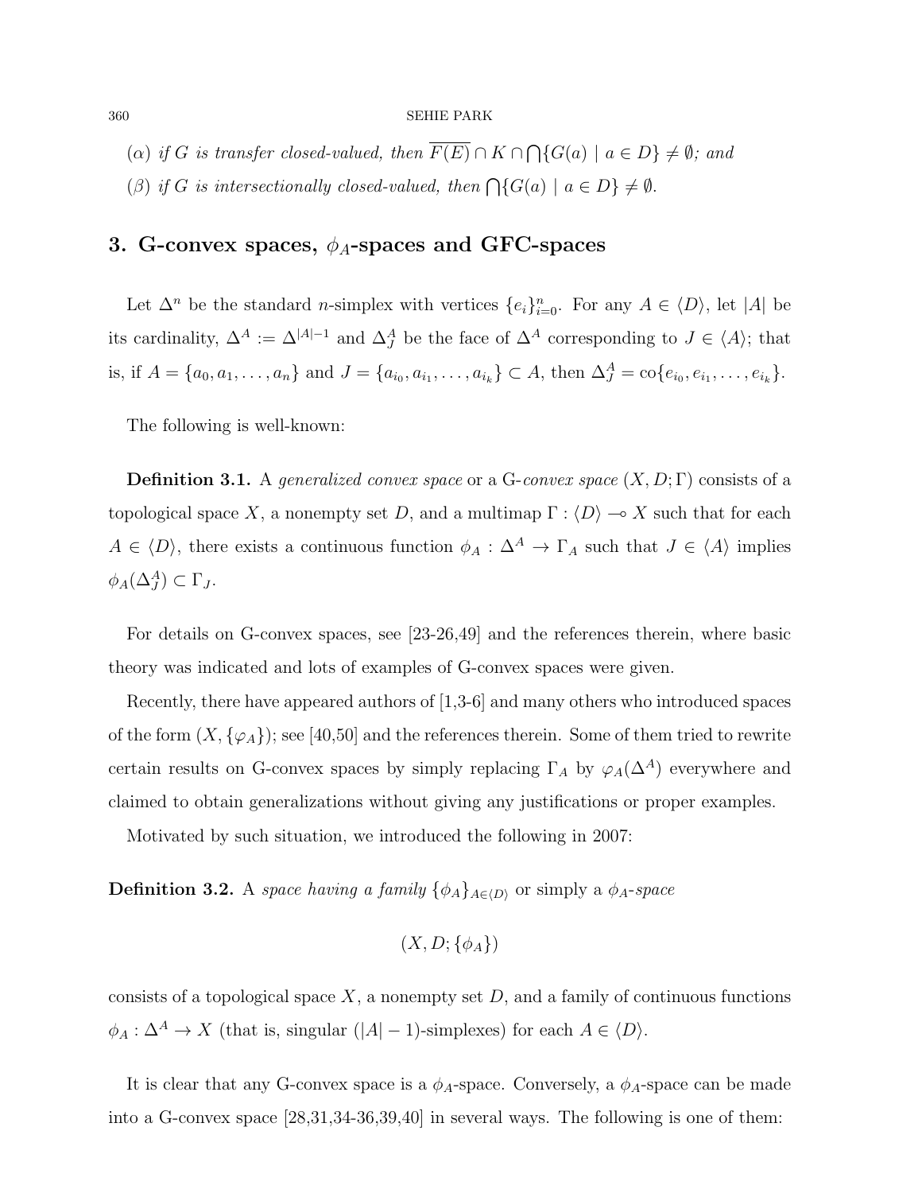($\alpha$) *if $G$ is transfer closed-valued, then $\overline{F(E)} \cap K \cap \bigcap\{G(a) \mid a \in D\} \neq \emptyset$; and*

($\beta$) *if $G$ is intersectionally closed-valued, then $\bigcap\{G(a) \mid a \in D\} \neq \emptyset$.*

## 3. G-convex spaces, $\phi_A$-spaces and GFC-spaces

Let $\Delta^n$ be the standard $n$-simplex with vertices $\{e_i\}_{i=0}^n$. For any $A \in \langle D \rangle$, let $|A|$ be its cardinality, $\Delta^A := \Delta^{|A|-1}$ and $\Delta^A_J$ be the face of $\Delta^A$ corresponding to $J \in \langle A \rangle$; that is, if $A = \{a_0, a_1, \ldots, a_n\}$ and $J = \{a_{i_0}, a_{i_1}, \ldots, a_{i_k}\} \subset A$, then $\Delta^A_J = \mathrm{co}\{e_{i_0}, e_{i_1}, \ldots, e_{i_k}\}$.

The following is well-known:

**Definition 3.1.** A *generalized convex space* or a G-*convex space* $(X, D; \Gamma)$ consists of a topological space $X$, a nonempty set $D$, and a multimap $\Gamma : \langle D \rangle \multimap X$ such that for each $A \in \langle D \rangle$, there exists a continuous function $\phi_A : \Delta^A \to \Gamma_A$ such that $J \in \langle A \rangle$ implies $\phi_A(\Delta^A_J) \subset \Gamma_J$.

For details on G-convex spaces, see [23-26,49] and the references therein, where basic theory was indicated and lots of examples of G-convex spaces were given.

Recently, there have appeared authors of [1,3-6] and many others who introduced spaces of the form $(X, \{\varphi_A\})$; see [40,50] and the references therein. Some of them tried to rewrite certain results on G-convex spaces by simply replacing $\Gamma_A$ by $\varphi_A(\Delta^A)$ everywhere and claimed to obtain generalizations without giving any justifications or proper examples.

Motivated by such situation, we introduced the following in 2007:

**Definition 3.2.** A *space having a family* $\{\phi_A\}_{A \in \langle D \rangle}$ or simply a $\phi_A$-*space*

$$(X, D; \{\phi_A\})$$

consists of a topological space $X$, a nonempty set $D$, and a family of continuous functions $\phi_A : \Delta^A \to X$ (that is, singular $(|A| - 1)$-simplexes) for each $A \in \langle D \rangle$.

It is clear that any G-convex space is a $\phi_A$-space. Conversely, a $\phi_A$-space can be made into a G-convex space [28,31,34-36,39,40] in several ways. The following is one of them: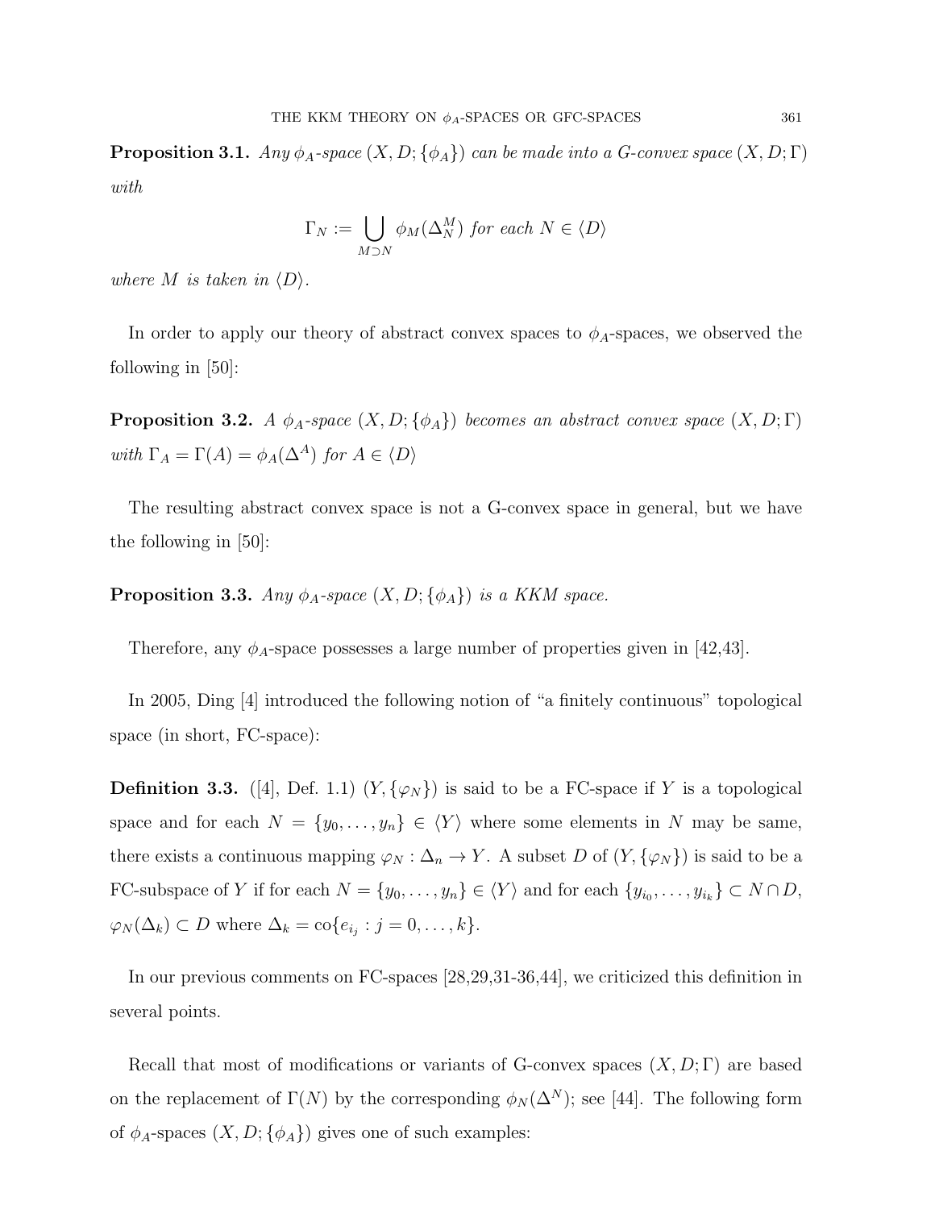**Proposition 3.1.** *Any $\phi_A$-space $(X, D; \{\phi_A\})$ can be made into a G-convex space $(X, D; \Gamma)$ with*

$$\Gamma_N := \bigcup_{M \supset N} \phi_M(\Delta_N^M) \text{ for each } N \in \langle D \rangle$$

*where $M$ is taken in $\langle D \rangle$.*

In order to apply our theory of abstract convex spaces to $\phi_A$-spaces, we observed the following in [50]:

**Proposition 3.2.** *A $\phi_A$-space $(X, D; \{\phi_A\})$ becomes an abstract convex space $(X, D; \Gamma)$ with $\Gamma_A = \Gamma(A) = \phi_A(\Delta^A)$ for $A \in \langle D \rangle$*

The resulting abstract convex space is not a G-convex space in general, but we have the following in [50]:

**Proposition 3.3.** *Any $\phi_A$-space $(X, D; \{\phi_A\})$ is a KKM space.*

Therefore, any $\phi_A$-space possesses a large number of properties given in [42,43].

In 2005, Ding [4] introduced the following notion of "a finitely continuous" topological space (in short, FC-space):

**Definition 3.3.** ([4], Def. 1.1) $(Y, \{\varphi_N\})$ is said to be a FC-space if $Y$ is a topological space and for each $N = \{y_0, \ldots, y_n\} \in \langle Y \rangle$ where some elements in $N$ may be same, there exists a continuous mapping $\varphi_N : \Delta_n \to Y$. A subset $D$ of $(Y, \{\varphi_N\})$ is said to be a FC-subspace of $Y$ if for each $N = \{y_0, \ldots, y_n\} \in \langle Y \rangle$ and for each $\{y_{i_0}, \ldots, y_{i_k}\} \subset N \cap D$, $\varphi_N(\Delta_k) \subset D$ where $\Delta_k = \text{co}\{e_{i_j} : j = 0, \ldots, k\}$.

In our previous comments on FC-spaces [28,29,31-36,44], we criticized this definition in several points.

Recall that most of modifications or variants of G-convex spaces $(X, D; \Gamma)$ are based on the replacement of $\Gamma(N)$ by the corresponding $\phi_N(\Delta^N)$; see [44]. The following form of $\phi_A$-spaces $(X, D; \{\phi_A\})$ gives one of such examples: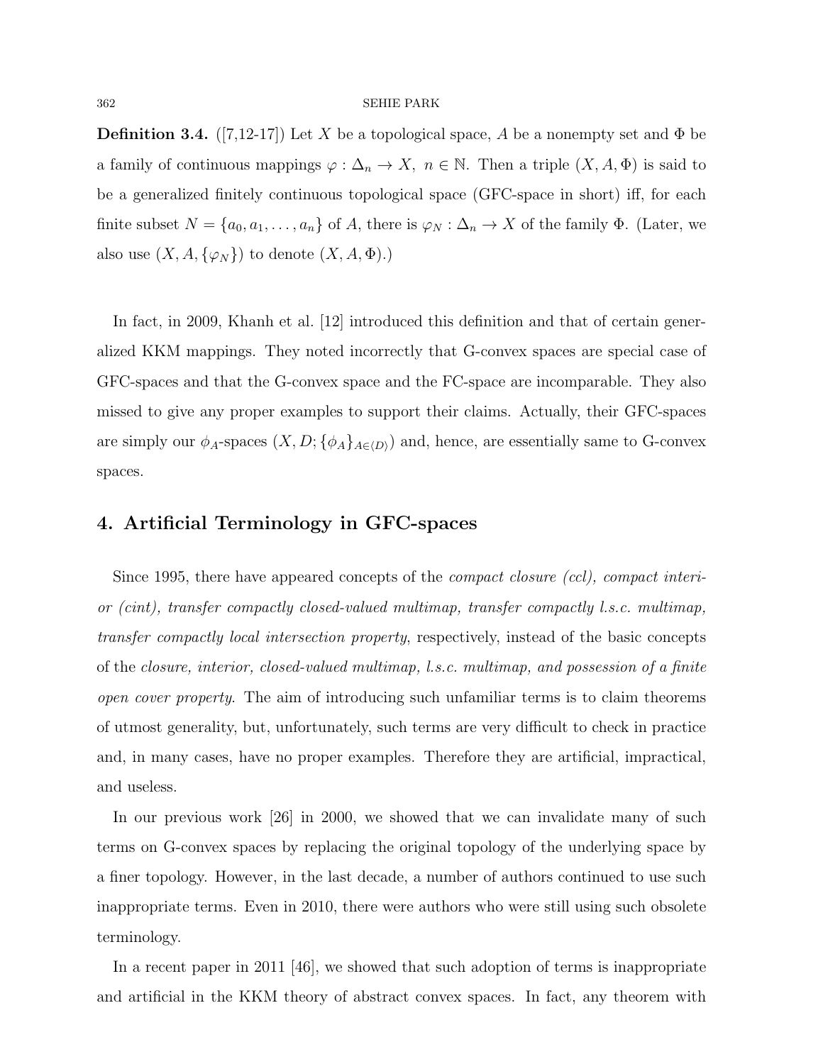**Definition 3.4.** ([7,12-17]) Let $X$ be a topological space, $A$ be a nonempty set and $\Phi$ be a family of continuous mappings $\varphi : \Delta_n \to X,\ n \in \mathbb{N}$. Then a triple $(X, A, \Phi)$ is said to be a generalized finitely continuous topological space (GFC-space in short) iff, for each finite subset $N = \{a_0, a_1, \ldots, a_n\}$ of $A$, there is $\varphi_N : \Delta_n \to X$ of the family $\Phi$. (Later, we also use $(X, A, \{\varphi_N\})$ to denote $(X, A, \Phi)$.)

In fact, in 2009, Khanh et al. [12] introduced this definition and that of certain generalized KKM mappings. They noted incorrectly that G-convex spaces are special case of GFC-spaces and that the G-convex space and the FC-space are incomparable. They also missed to give any proper examples to support their claims. Actually, their GFC-spaces are simply our $\phi_A$-spaces $(X, D; \{\phi_A\}_{A \in \langle D \rangle})$ and, hence, are essentially same to G-convex spaces.

## 4. Artificial Terminology in GFC-spaces

Since 1995, there have appeared concepts of the *compact closure (ccl), compact interior (cint), transfer compactly closed-valued multimap, transfer compactly l.s.c. multimap, transfer compactly local intersection property*, respectively, instead of the basic concepts of the *closure, interior, closed-valued multimap, l.s.c. multimap, and possession of a finite open cover property*. The aim of introducing such unfamiliar terms is to claim theorems of utmost generality, but, unfortunately, such terms are very difficult to check in practice and, in many cases, have no proper examples. Therefore they are artificial, impractical, and useless.

In our previous work [26] in 2000, we showed that we can invalidate many of such terms on G-convex spaces by replacing the original topology of the underlying space by a finer topology. However, in the last decade, a number of authors continued to use such inappropriate terms. Even in 2010, there were authors who were still using such obsolete terminology.

In a recent paper in 2011 [46], we showed that such adoption of terms is inappropriate and artificial in the KKM theory of abstract convex spaces. In fact, any theorem with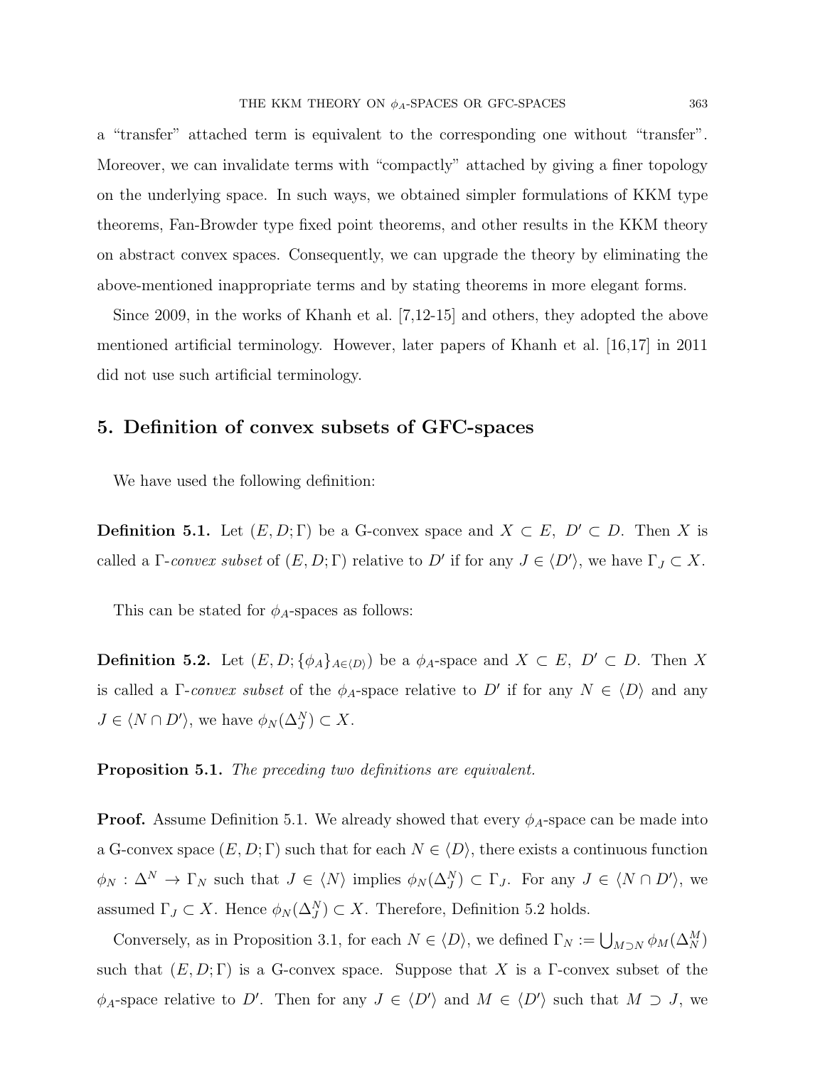a "transfer" attached term is equivalent to the corresponding one without "transfer". Moreover, we can invalidate terms with "compactly" attached by giving a finer topology on the underlying space. In such ways, we obtained simpler formulations of KKM type theorems, Fan-Browder type fixed point theorems, and other results in the KKM theory on abstract convex spaces. Consequently, we can upgrade the theory by eliminating the above-mentioned inappropriate terms and by stating theorems in more elegant forms.

Since 2009, in the works of Khanh et al. [7,12-15] and others, they adopted the above mentioned artificial terminology. However, later papers of Khanh et al. [16,17] in 2011 did not use such artificial terminology.

## 5. Definition of convex subsets of GFC-spaces

We have used the following definition:

**Definition 5.1.** Let $(E, D; \Gamma)$ be a G-convex space and $X \subset E,\ D' \subset D$. Then $X$ is called a $\Gamma$-*convex subset* of $(E, D; \Gamma)$ relative to $D'$ if for any $J \in \langle D' \rangle$, we have $\Gamma_J \subset X$.

This can be stated for $\phi_A$-spaces as follows:

**Definition 5.2.** Let $(E, D; \{\phi_A\}_{A \in \langle D \rangle})$ be a $\phi_A$-space and $X \subset E,\ D' \subset D$. Then $X$ is called a $\Gamma$-*convex subset* of the $\phi_A$-space relative to $D'$ if for any $N \in \langle D \rangle$ and any $J \in \langle N \cap D' \rangle$, we have $\phi_N(\Delta_J^N) \subset X$.

**Proposition 5.1.** *The preceding two definitions are equivalent.*

**Proof.** Assume Definition 5.1. We already showed that every $\phi_A$-space can be made into a G-convex space $(E, D; \Gamma)$ such that for each $N \in \langle D \rangle$, there exists a continuous function $\phi_N : \Delta^N \to \Gamma_N$ such that $J \in \langle N \rangle$ implies $\phi_N(\Delta_J^N) \subset \Gamma_J$. For any $J \in \langle N \cap D' \rangle$, we assumed $\Gamma_J \subset X$. Hence $\phi_N(\Delta_J^N) \subset X$. Therefore, Definition 5.2 holds.

Conversely, as in Proposition 3.1, for each $N \in \langle D \rangle$, we defined $\Gamma_N := \bigcup_{M \supset N} \phi_M(\Delta_N^M)$ such that $(E, D; \Gamma)$ is a G-convex space. Suppose that $X$ is a $\Gamma$-convex subset of the $\phi_A$-space relative to $D'$. Then for any $J \in \langle D' \rangle$ and $M \in \langle D' \rangle$ such that $M \supset J$, we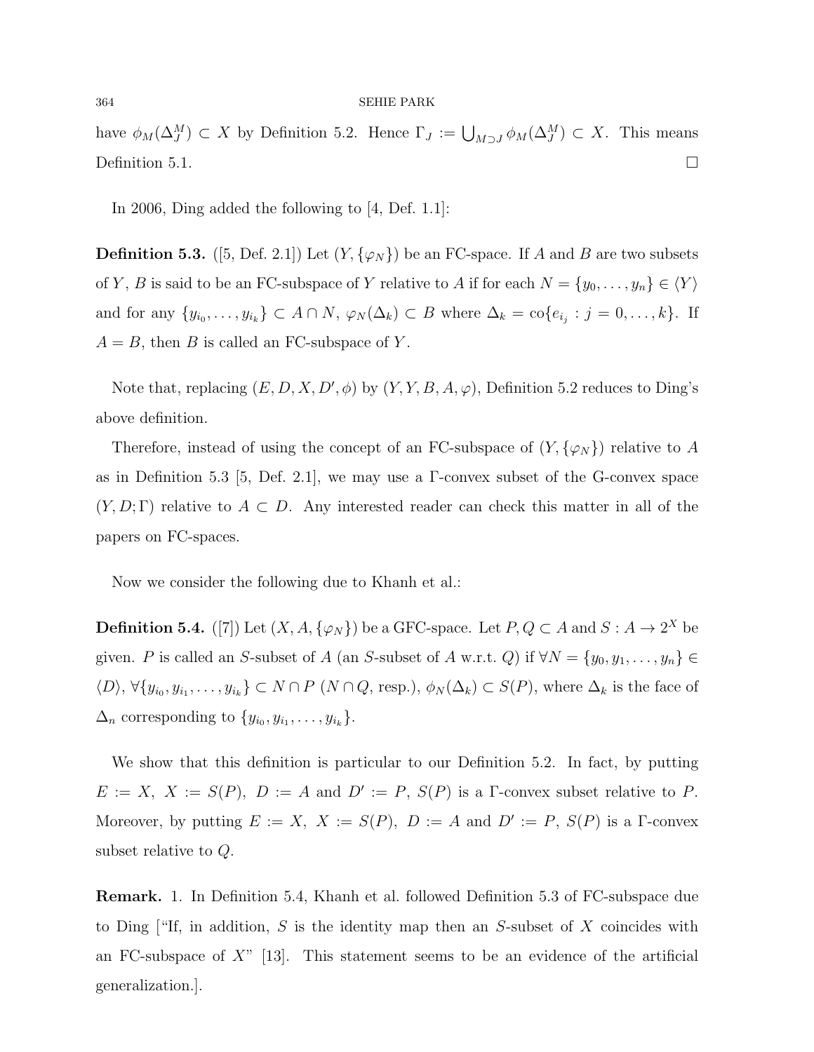have $\phi_M(\Delta_J^M) \subset X$ by Definition 5.2. Hence $\Gamma_J := \bigcup_{M \supset J} \phi_M(\Delta_J^M) \subset X$. This means Definition 5.1. □

In 2006, Ding added the following to [4, Def. 1.1]:

**Definition 5.3.** ([5, Def. 2.1]) Let $(Y, \{\varphi_N\})$ be an FC-space. If $A$ and $B$ are two subsets of $Y$, $B$ is said to be an FC-subspace of $Y$ relative to $A$ if for each $N = \{y_0, \ldots, y_n\} \in \langle Y \rangle$ and for any $\{y_{i_0}, \ldots, y_{i_k}\} \subset A \cap N$, $\varphi_N(\Delta_k) \subset B$ where $\Delta_k = \text{co}\{e_{i_j} : j = 0, \ldots, k\}$. If $A = B$, then $B$ is called an FC-subspace of $Y$.

Note that, replacing $(E, D, X, D', \phi)$ by $(Y, Y, B, A, \varphi)$, Definition 5.2 reduces to Ding's above definition.

Therefore, instead of using the concept of an FC-subspace of $(Y, \{\varphi_N\})$ relative to $A$ as in Definition 5.3 [5, Def. 2.1], we may use a $\Gamma$-convex subset of the G-convex space $(Y, D; \Gamma)$ relative to $A \subset D$. Any interested reader can check this matter in all of the papers on FC-spaces.

Now we consider the following due to Khanh et al.:

**Definition 5.4.** ([7]) Let $(X, A, \{\varphi_N\})$ be a GFC-space. Let $P, Q \subset A$ and $S : A \to 2^X$ be given. $P$ is called an $S$-subset of $A$ (an $S$-subset of $A$ w.r.t. $Q$) if $\forall N = \{y_0, y_1, \ldots, y_n\} \in \langle D \rangle$, $\forall \{y_{i_0}, y_{i_1}, \ldots, y_{i_k}\} \subset N \cap P$ ($N \cap Q$, resp.), $\phi_N(\Delta_k) \subset S(P)$, where $\Delta_k$ is the face of $\Delta_n$ corresponding to $\{y_{i_0}, y_{i_1}, \ldots, y_{i_k}\}$.

We show that this definition is particular to our Definition 5.2. In fact, by putting $E := X$, $X := S(P)$, $D := A$ and $D' := P$, $S(P)$ is a $\Gamma$-convex subset relative to $P$. Moreover, by putting $E := X$, $X := S(P)$, $D := A$ and $D' := P$, $S(P)$ is a $\Gamma$-convex subset relative to $Q$.

**Remark.** 1. In Definition 5.4, Khanh et al. followed Definition 5.3 of FC-subspace due to Ding ["If, in addition, $S$ is the identity map then an $S$-subset of $X$ coincides with an FC-subspace of $X$" [13]. This statement seems to be an evidence of the artificial generalization.].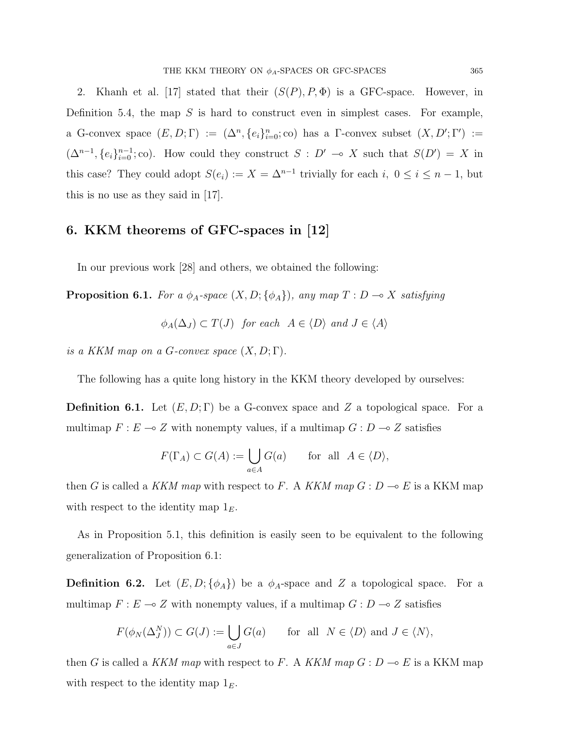2. Khanh et al. [17] stated that their $(S(P), P, \Phi)$ is a GFC-space. However, in Definition 5.4, the map $S$ is hard to construct even in simplest cases. For example, a G-convex space $(E, D; \Gamma) := (\Delta^n, \{e_i\}_{i=0}^n; \mathrm{co})$ has a $\Gamma$-convex subset $(X, D'; \Gamma') := (\Delta^{n-1}, \{e_i\}_{i=0}^{n-1}; \mathrm{co})$. How could they construct $S : D' \multimap X$ such that $S(D') = X$ in this case? They could adopt $S(e_i) := X = \Delta^{n-1}$ trivially for each $i$, $0 \leq i \leq n-1$, but this is no use as they said in [17].

## 6. KKM theorems of GFC-spaces in [12]

In our previous work [28] and others, we obtained the following:

**Proposition 6.1.** *For a $\phi_A$-space $(X, D; \{\phi_A\})$, any map $T : D \multimap X$ satisfying*

$$\phi_A(\Delta_J) \subset T(J) \quad \text{for each} \quad A \in \langle D \rangle \text{ and } J \in \langle A \rangle$$

*is a KKM map on a G-convex space $(X, D; \Gamma)$.*

The following has a quite long history in the KKM theory developed by ourselves:

**Definition 6.1.** Let $(E, D; \Gamma)$ be a G-convex space and $Z$ a topological space. For a multimap $F : E \multimap Z$ with nonempty values, if a multimap $G : D \multimap Z$ satisfies

$$F(\Gamma_A) \subset G(A) := \bigcup_{a \in A} G(a) \qquad \text{for all} \quad A \in \langle D \rangle,$$

then $G$ is called a *KKM map* with respect to $F$. A *KKM map* $G : D \multimap E$ is a KKM map with respect to the identity map $1_E$.

As in Proposition 5.1, this definition is easily seen to be equivalent to the following generalization of Proposition 6.1:

**Definition 6.2.** Let $(E, D; \{\phi_A\})$ be a $\phi_A$-space and $Z$ a topological space. For a multimap $F : E \multimap Z$ with nonempty values, if a multimap $G : D \multimap Z$ satisfies

$$F(\phi_N(\Delta_J^N)) \subset G(J) := \bigcup_{a \in J} G(a) \qquad \text{for all} \quad N \in \langle D \rangle \text{ and } J \in \langle N \rangle,$$

then $G$ is called a *KKM map* with respect to $F$. A *KKM map* $G : D \multimap E$ is a KKM map with respect to the identity map $1_E$.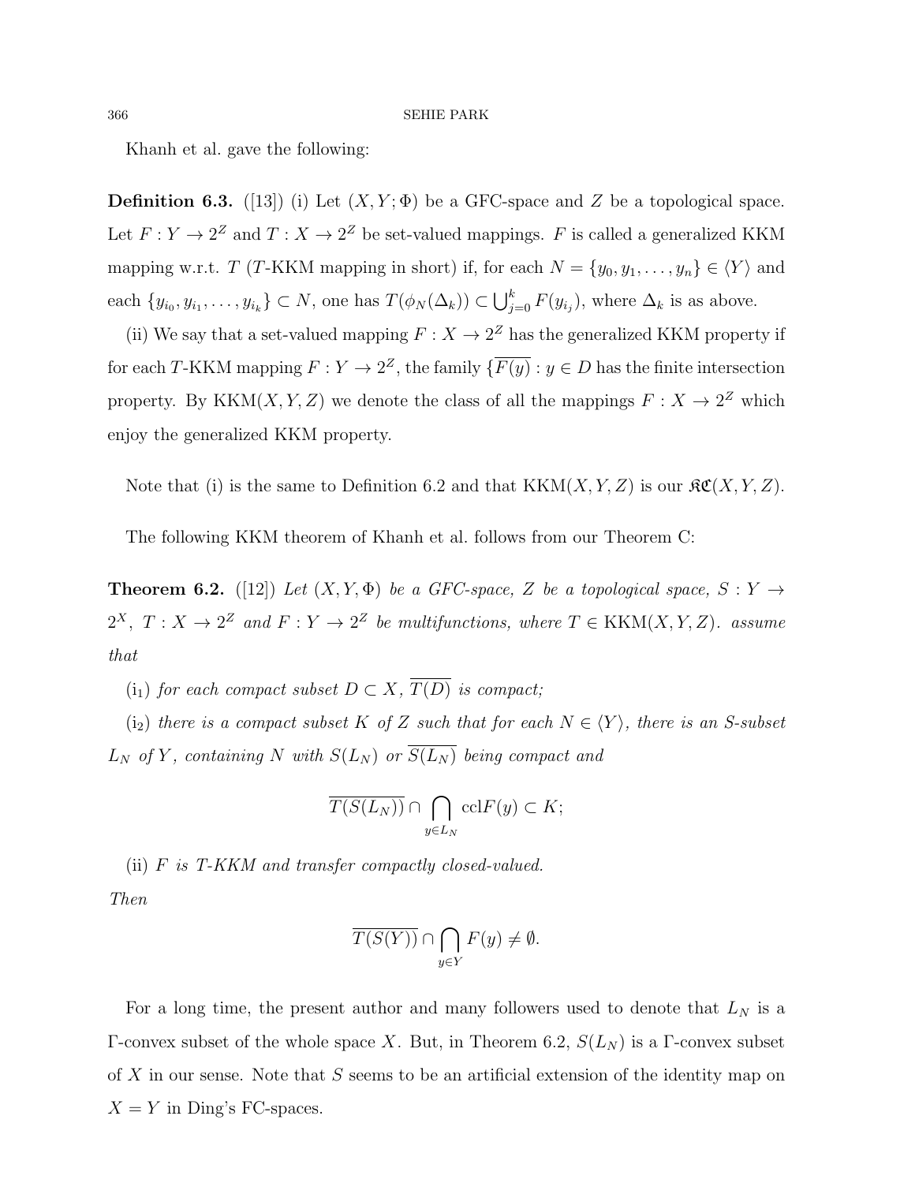Khanh et al. gave the following:

**Definition 6.3.** ([13]) (i) Let $(X, Y; \Phi)$ be a GFC-space and $Z$ be a topological space. Let $F : Y \to 2^Z$ and $T : X \to 2^Z$ be set-valued mappings. $F$ is called a generalized KKM mapping w.r.t. $T$ ($T$-KKM mapping in short) if, for each $N = \{y_0, y_1, \ldots, y_n\} \in \langle Y \rangle$ and each $\{y_{i_0}, y_{i_1}, \ldots, y_{i_k}\} \subset N$, one has $T(\phi_N(\Delta_k)) \subset \bigcup_{j=0}^k F(y_{i_j})$, where $\Delta_k$ is as above.

(ii) We say that a set-valued mapping $F : X \to 2^Z$ has the generalized KKM property if for each $T$-KKM mapping $F : Y \to 2^Z$, the family $\{\overline{F(y)} : y \in D$ has the finite intersection property. By KKM$(X, Y, Z)$ we denote the class of all the mappings $F : X \to 2^Z$ which enjoy the generalized KKM property.

Note that (i) is the same to Definition 6.2 and that KKM$(X, Y, Z)$ is our $\mathfrak{KC}(X, Y, Z)$.

The following KKM theorem of Khanh et al. follows from our Theorem C:

**Theorem 6.2.** ([12]) *Let $(X, Y, \Phi)$ be a GFC-space, $Z$ be a topological space, $S : Y \to 2^X$, $T : X \to 2^Z$ and $F : Y \to 2^Z$ be multifunctions, where $T \in$ KKM$(X, Y, Z)$. assume that*

($\mathrm{i}_1$) *for each compact subset $D \subset X$, $\overline{T(D)}$ is compact;*

($\mathrm{i}_2$) *there is a compact subset $K$ of $Z$ such that for each $N \in \langle Y \rangle$, there is an $S$-subset $L_N$ of $Y$, containing $N$ with $S(L_N)$ or $\overline{S(L_N)}$ being compact and*

$$\overline{T(S(L_N))} \cap \bigcap_{y \in L_N} \mathrm{ccl}F(y) \subset K;$$

(ii) *$F$ is $T$-KKM and transfer compactly closed-valued.*

*Then*

$$\overline{T(S(Y))} \cap \bigcap_{y \in Y} F(y) \neq \emptyset.$$

For a long time, the present author and many followers used to denote that $L_N$ is a $\Gamma$-convex subset of the whole space $X$. But, in Theorem 6.2, $S(L_N)$ is a $\Gamma$-convex subset of $X$ in our sense. Note that $S$ seems to be an artificial extension of the identity map on $X = Y$ in Ding's FC-spaces.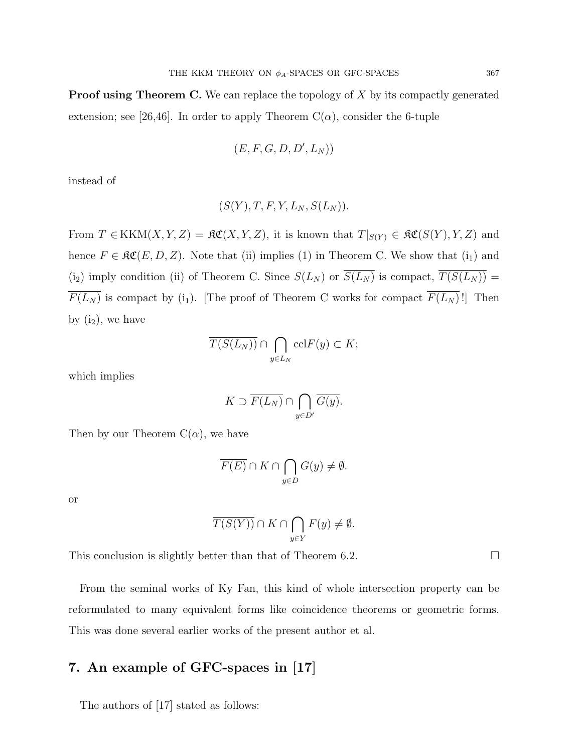**Proof using Theorem C.** We can replace the topology of $X$ by its compactly generated extension; see [26,46]. In order to apply Theorem C($\alpha$), consider the 6-tuple

$$(E, F, G, D, D', L_N))$$

instead of

$$(S(Y), T, F, Y, L_N, S(L_N)).$$

From $T \in \mathrm{KKM}(X, Y, Z) = \mathfrak{KC}(X, Y, Z)$, it is known that $T|_{S(Y)} \in \mathfrak{KC}(S(Y), Y, Z)$ and hence $F \in \mathfrak{KC}(E, D, Z)$. Note that (ii) implies (1) in Theorem C. We show that ($\mathrm{i}_1$) and ($\mathrm{i}_2$) imply condition (ii) of Theorem C. Since $S(L_N)$ or $\overline{S(L_N)}$ is compact, $\overline{T(S(L_N))} = \overline{F(L_N)}$ is compact by ($\mathrm{i}_1$). [The proof of Theorem C works for compact $\overline{F(L_N)}$!] Then by ($\mathrm{i}_2$), we have

$$\overline{T(S(L_N))} \cap \bigcap_{y \in L_N} \mathrm{ccl} F(y) \subset K;$$

which implies

$$K \supset \overline{F(L_N)} \cap \bigcap_{y \in D'} \overline{G(y)}.$$

Then by our Theorem C($\alpha$), we have

$$\overline{F(E)} \cap K \cap \bigcap_{y \in D} G(y) \neq \emptyset.$$

or

$$\overline{T(S(Y))} \cap K \cap \bigcap_{y \in Y} F(y) \neq \emptyset.$$

This conclusion is slightly better than that of Theorem 6.2. □

From the seminal works of Ky Fan, this kind of whole intersection property can be reformulated to many equivalent forms like coincidence theorems or geometric forms. This was done several earlier works of the present author et al.

## 7. An example of GFC-spaces in [17]

The authors of [17] stated as follows: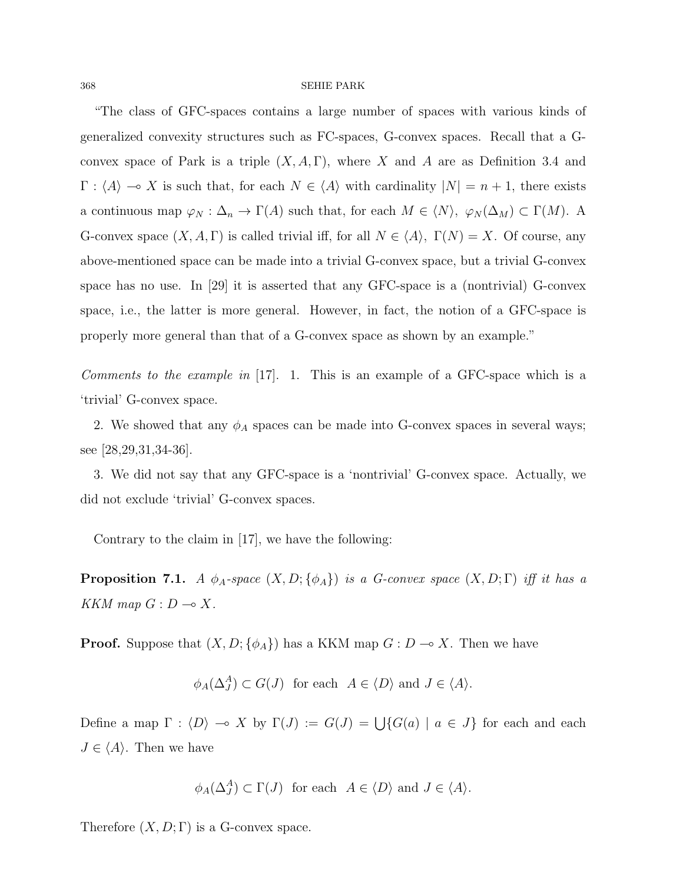"The class of GFC-spaces contains a large number of spaces with various kinds of generalized convexity structures such as FC-spaces, G-convex spaces. Recall that a G-convex space of Park is a triple $(X, A, \Gamma)$, where $X$ and $A$ are as Definition 3.4 and $\Gamma : \langle A \rangle \multimap X$ is such that, for each $N \in \langle A \rangle$ with cardinality $|N| = n + 1$, there exists a continuous map $\varphi_N : \Delta_n \to \Gamma(A)$ such that, for each $M \in \langle N \rangle$, $\varphi_N(\Delta_M) \subset \Gamma(M)$. A G-convex space $(X, A, \Gamma)$ is called trivial iff, for all $N \in \langle A \rangle$, $\Gamma(N) = X$. Of course, any above-mentioned space can be made into a trivial G-convex space, but a trivial G-convex space has no use. In [29] it is asserted that any GFC-space is a (nontrivial) G-convex space, i.e., the latter is more general. However, in fact, the notion of a GFC-space is properly more general than that of a G-convex space as shown by an example."

*Comments to the example in* [17]. 1. This is an example of a GFC-space which is a 'trivial' G-convex space.

2. We showed that any $\phi_A$ spaces can be made into G-convex spaces in several ways; see [28,29,31,34-36].

3. We did not say that any GFC-space is a 'nontrivial' G-convex space. Actually, we did not exclude 'trivial' G-convex spaces.

Contrary to the claim in [17], we have the following:

**Proposition 7.1.** *A $\phi_A$-space $(X, D; \{\phi_A\})$ is a G-convex space $(X, D; \Gamma)$ iff it has a KKM map $G : D \multimap X$.*

**Proof.** Suppose that $(X, D; \{\phi_A\})$ has a KKM map $G : D \multimap X$. Then we have

$$\phi_A(\Delta_J^A) \subset G(J) \text{ for each } A \in \langle D \rangle \text{ and } J \in \langle A \rangle.$$

Define a map $\Gamma : \langle D \rangle \multimap X$ by $\Gamma(J) := G(J) = \bigcup\{G(a) \mid a \in J\}$ for each and each $J \in \langle A \rangle$. Then we have

$$\phi_A(\Delta_J^A) \subset \Gamma(J) \text{ for each } A \in \langle D \rangle \text{ and } J \in \langle A \rangle.$$

Therefore $(X, D; \Gamma)$ is a G-convex space.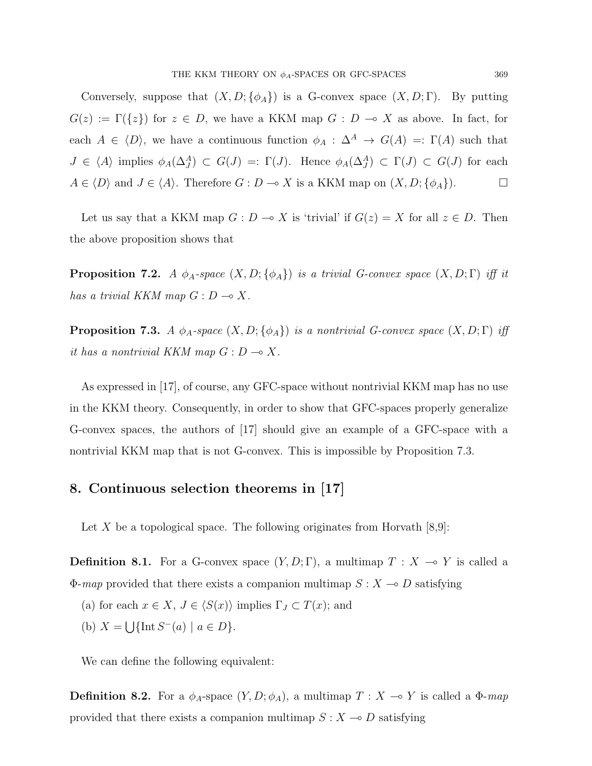Conversely, suppose that $(X, D; \{\phi_A\})$ is a G-convex space $(X, D; \Gamma)$. By putting $G(z) := \Gamma(\{z\})$ for $z \in D$, we have a KKM map $G : D \multimap X$ as above. In fact, for each $A \in \langle D \rangle$, we have a continuous function $\phi_A : \Delta^A \to G(A) =: \Gamma(A)$ such that $J \in \langle A \rangle$ implies $\phi_A(\Delta^A_J) \subset G(J) =: \Gamma(J)$. Hence $\phi_A(\Delta^A_J) \subset \Gamma(J) \subset G(J)$ for each $A \in \langle D \rangle$ and $J \in \langle A \rangle$. Therefore $G : D \multimap X$ is a KKM map on $(X, D; \{\phi_A\})$. $\square$

Let us say that a KKM map $G : D \multimap X$ is 'trivial' if $G(z) = X$ for all $z \in D$. Then the above proposition shows that

**Proposition 7.2.** *A $\phi_A$-space $(X, D; \{\phi_A\})$ is a trivial G-convex space $(X, D; \Gamma)$ iff it has a trivial KKM map $G : D \multimap X$.*

**Proposition 7.3.** *A $\phi_A$-space $(X, D; \{\phi_A\})$ is a nontrivial G-convex space $(X, D; \Gamma)$ iff it has a nontrivial KKM map $G : D \multimap X$.*

As expressed in [17], of course, any GFC-space without nontrivial KKM map has no use in the KKM theory. Consequently, in order to show that GFC-spaces properly generalize G-convex spaces, the authors of [17] should give an example of a GFC-space with a nontrivial KKM map that is not G-convex. This is impossible by Proposition 7.3.

## 8. Continuous selection theorems in [17]

Let $X$ be a topological space. The following originates from Horvath [8,9]:

**Definition 8.1.** For a G-convex space $(Y, D; \Gamma)$, a multimap $T : X \multimap Y$ is called a $\Phi$-*map* provided that there exists a companion multimap $S : X \multimap D$ satisfying

(a) for each $x \in X$, $J \in \langle S(x) \rangle$ implies $\Gamma_J \subset T(x)$; and

(b) $X = \bigcup \{\text{Int}\, S^-(a) \mid a \in D\}$.

We can define the following equivalent:

**Definition 8.2.** For a $\phi_A$-space $(Y, D; \phi_A)$, a multimap $T : X \multimap Y$ is called a $\Phi$-*map* provided that there exists a companion multimap $S : X \multimap D$ satisfying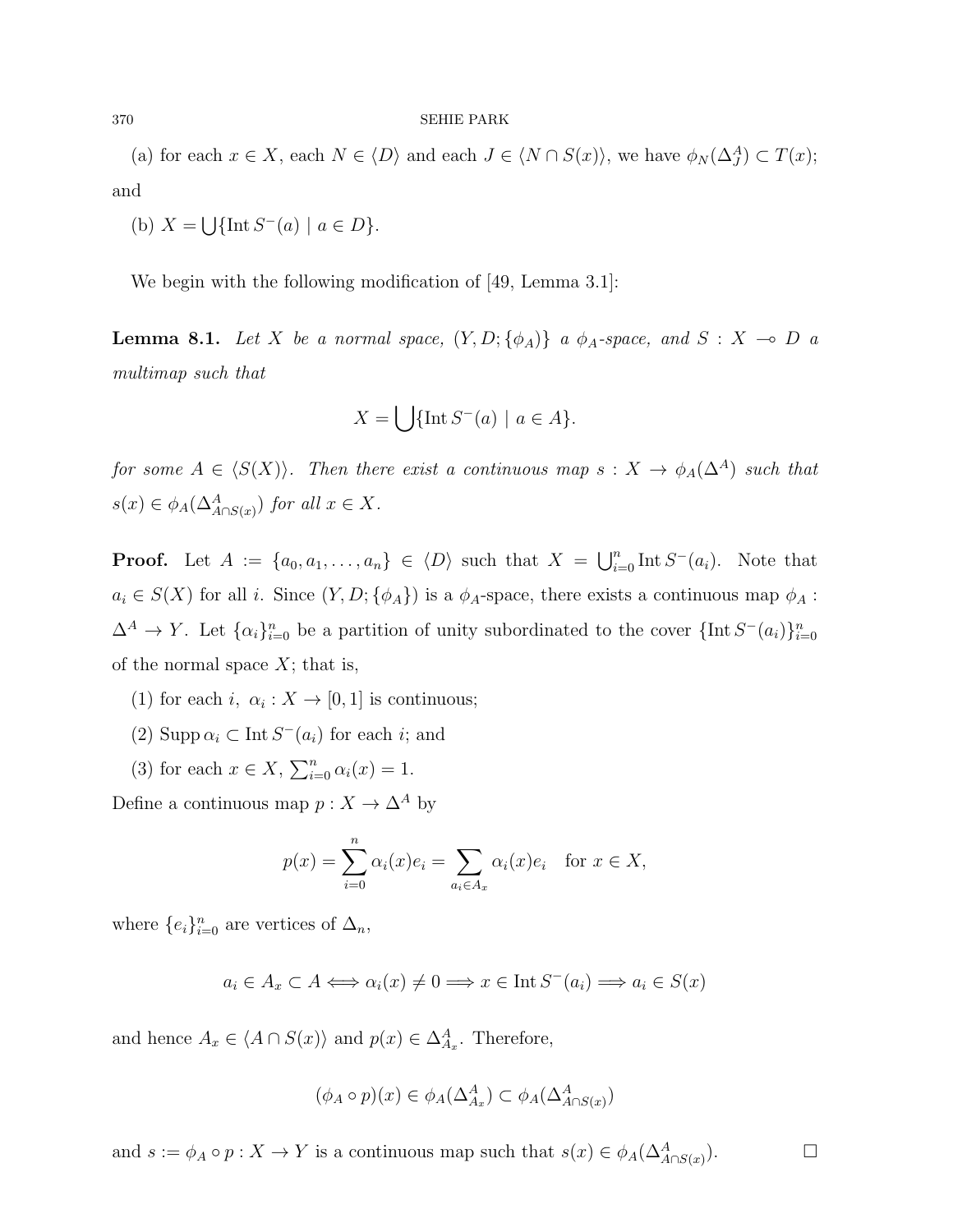(a) for each $x \in X$, each $N \in \langle D \rangle$ and each $J \in \langle N \cap S(x) \rangle$, we have $\phi_N(\Delta_J^A) \subset T(x)$; and

(b) $X = \bigcup \{\operatorname{Int} S^-(a) \mid a \in D\}$.

We begin with the following modification of [49, Lemma 3.1]:

**Lemma 8.1.** *Let $X$ be a normal space, $(Y, D; \{\phi_A)\}$ a $\phi_A$-space, and $S : X \multimap D$ a multimap such that*

$$X = \bigcup \{\operatorname{Int} S^-(a) \mid a \in A\}.$$

*for some $A \in \langle S(X) \rangle$. Then there exist a continuous map $s : X \to \phi_A(\Delta^A)$ such that $s(x) \in \phi_A(\Delta^A_{A \cap S(x)})$ for all $x \in X$.*

**Proof.** Let $A := \{a_0, a_1, \ldots, a_n\} \in \langle D \rangle$ such that $X = \bigcup_{i=0}^n \operatorname{Int} S^-(a_i)$. Note that $a_i \in S(X)$ for all $i$. Since $(Y, D; \{\phi_A\})$ is a $\phi_A$-space, there exists a continuous map $\phi_A : \Delta^A \to Y$. Let $\{\alpha_i\}_{i=0}^n$ be a partition of unity subordinated to the cover $\{\operatorname{Int} S^-(a_i)\}_{i=0}^n$ of the normal space $X$; that is,

(1) for each $i$, $\alpha_i : X \to [0, 1]$ is continuous;

(2) $\operatorname{Supp} \alpha_i \subset \operatorname{Int} S^-(a_i)$ for each $i$; and

(3) for each $x \in X$, $\sum_{i=0}^n \alpha_i(x) = 1$.

Define a continuous map $p : X \to \Delta^A$ by

$$p(x) = \sum_{i=0}^n \alpha_i(x) e_i = \sum_{a_i \in A_x} \alpha_i(x) e_i \quad \text{for } x \in X,$$

where $\{e_i\}_{i=0}^n$ are vertices of $\Delta_n$,

$$a_i \in A_x \subset A \Longleftrightarrow \alpha_i(x) \neq 0 \Longrightarrow x \in \operatorname{Int} S^-(a_i) \Longrightarrow a_i \in S(x)$$

and hence $A_x \in \langle A \cap S(x) \rangle$ and $p(x) \in \Delta^A_{A_x}$. Therefore,

$$(\phi_A \circ p)(x) \in \phi_A(\Delta^A_{A_x}) \subset \phi_A(\Delta^A_{A \cap S(x)})$$

and $s := \phi_A \circ p : X \to Y$ is a continuous map such that $s(x) \in \phi_A(\Delta^A_{A \cap S(x)})$. □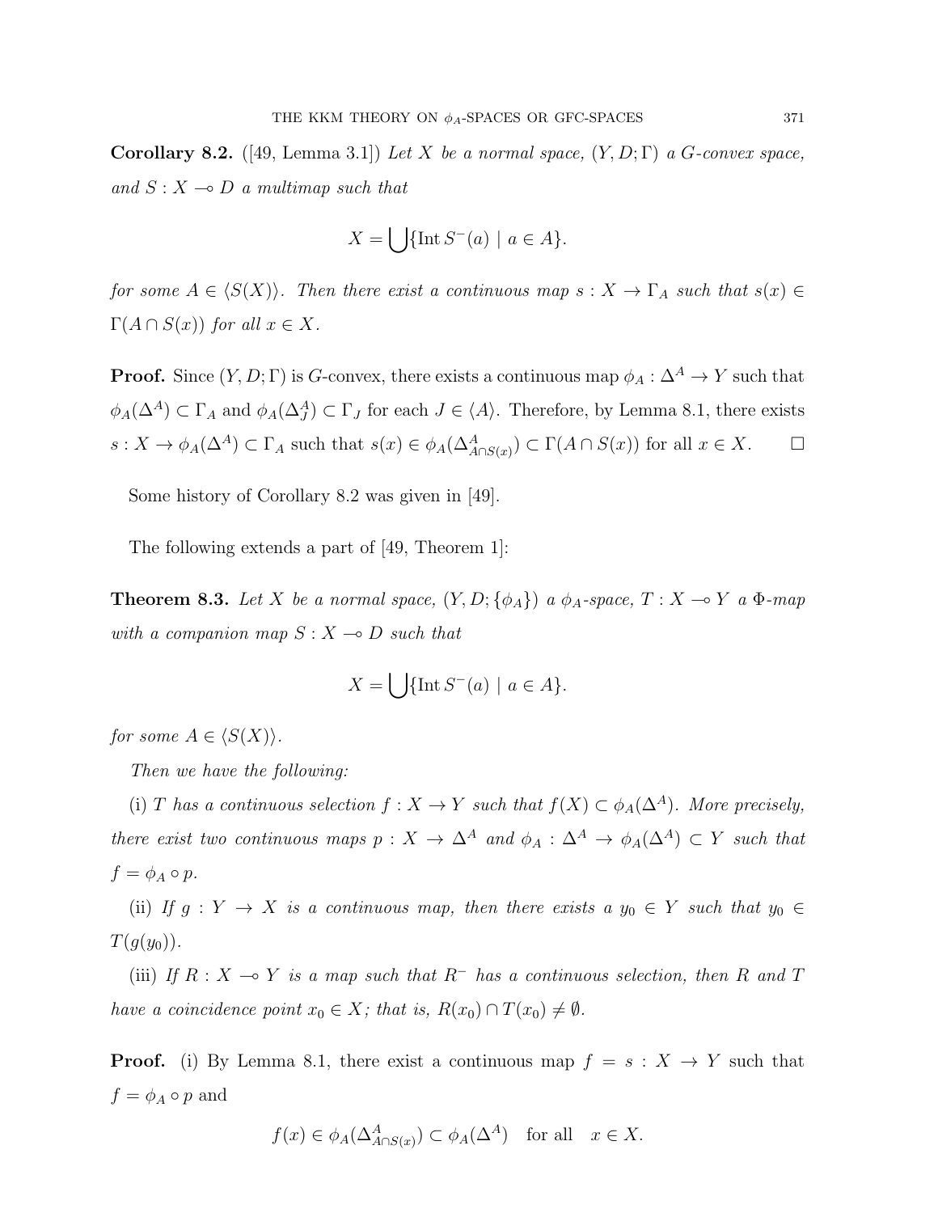**Corollary 8.2.** ([49, Lemma 3.1]) *Let $X$ be a normal space, $(Y, D; \Gamma)$ a $G$-convex space, and $S : X \multimap D$ a multimap such that*

$$X = \bigcup\{\operatorname{Int} S^{-}(a) \mid a \in A\}.$$

*for some $A \in \langle S(X)\rangle$. Then there exist a continuous map $s : X \to \Gamma_A$ such that $s(x) \in \Gamma(A \cap S(x))$ for all $x \in X$.*

**Proof.** Since $(Y, D; \Gamma)$ is $G$-convex, there exists a continuous map $\phi_A : \Delta^A \to Y$ such that $\phi_A(\Delta^A) \subset \Gamma_A$ and $\phi_A(\Delta^A_J) \subset \Gamma_J$ for each $J \in \langle A\rangle$. Therefore, by Lemma 8.1, there exists $s : X \to \phi_A(\Delta^A) \subset \Gamma_A$ such that $s(x) \in \phi_A(\Delta^A_{A\cap S(x)}) \subset \Gamma(A \cap S(x))$ for all $x \in X$. $\square$

Some history of Corollary 8.2 was given in [49].

The following extends a part of [49, Theorem 1]:

**Theorem 8.3.** *Let $X$ be a normal space, $(Y, D; \{\phi_A\})$ a $\phi_A$-space, $T : X \multimap Y$ a $\Phi$-map with a companion map $S : X \multimap D$ such that*

$$X = \bigcup\{\operatorname{Int} S^{-}(a) \mid a \in A\}.$$

*for some $A \in \langle S(X)\rangle$.*

*Then we have the following:*

(i) *$T$ has a continuous selection $f : X \to Y$ such that $f(X) \subset \phi_A(\Delta^A)$. More precisely, there exist two continuous maps $p : X \to \Delta^A$ and $\phi_A : \Delta^A \to \phi_A(\Delta^A) \subset Y$ such that $f = \phi_A \circ p$.*

(ii) *If $g : Y \to X$ is a continuous map, then there exists a $y_0 \in Y$ such that $y_0 \in T(g(y_0))$.*

(iii) *If $R : X \multimap Y$ is a map such that $R^{-}$ has a continuous selection, then $R$ and $T$ have a coincidence point $x_0 \in X$; that is, $R(x_0) \cap T(x_0) \neq \emptyset$.*

**Proof.** (i) By Lemma 8.1, there exist a continuous map $f = s : X \to Y$ such that $f = \phi_A \circ p$ and

$$f(x) \in \phi_A(\Delta^A_{A\cap S(x)}) \subset \phi_A(\Delta^A) \quad \text{for all} \quad x \in X.$$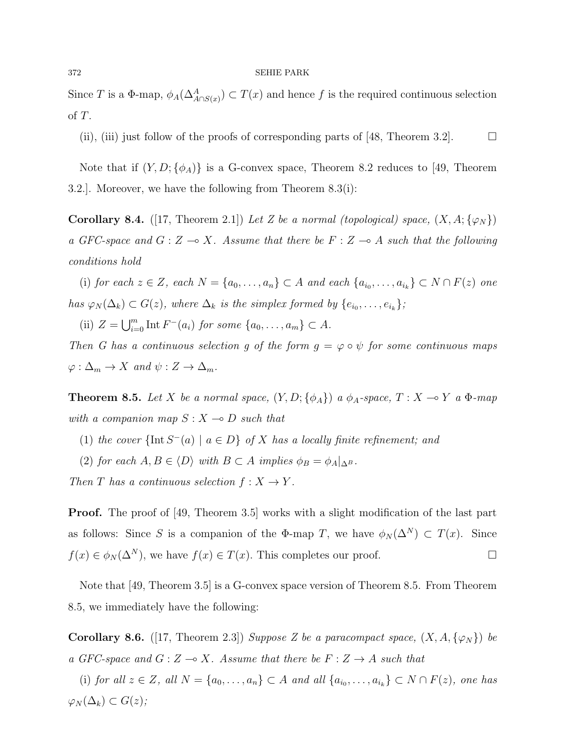Since $T$ is a $\Phi$-map, $\phi_A(\Delta^A_{A\cap S(x)}) \subset T(x)$ and hence $f$ is the required continuous selection of $T$.

(ii), (iii) just follow of the proofs of corresponding parts of [48, Theorem 3.2]. □

Note that if $(Y, D; \{\phi_A)\}$ is a G-convex space, Theorem 8.2 reduces to [49, Theorem 3.2.]. Moreover, we have the following from Theorem 8.3(i):

**Corollary 8.4.** ([17, Theorem 2.1]) *Let $Z$ be a normal (topological) space, $(X, A; \{\varphi_N\})$ a GFC-space and $G : Z \multimap X$. Assume that there be $F : Z \multimap A$ such that the following conditions hold*

(i) *for each $z \in Z$, each $N = \{a_0, \dots, a_n\} \subset A$ and each $\{a_{i_0}, \dots, a_{i_k}\} \subset N \cap F(z)$ one has $\varphi_N(\Delta_k) \subset G(z)$, where $\Delta_k$ is the simplex formed by $\{e_{i_0}, \dots, e_{i_k}\}$;*

(ii) *$Z = \bigcup_{i=0}^m \operatorname{Int} F^-(a_i)$ for some $\{a_0, \dots, a_m\} \subset A$.*

*Then $G$ has a continuous selection $g$ of the form $g = \varphi \circ \psi$ for some continuous maps $\varphi : \Delta_m \to X$ and $\psi : Z \to \Delta_m$.*

**Theorem 8.5.** *Let $X$ be a normal space, $(Y, D; \{\phi_A\})$ a $\phi_A$-space, $T : X \multimap Y$ a $\Phi$-map with a companion map $S : X \multimap D$ such that*

(1) *the cover $\{\operatorname{Int} S^-(a) \mid a \in D\}$ of $X$ has a locally finite refinement; and*

(2) *for each $A, B \in \langle D\rangle$ with $B \subset A$ implies $\phi_B = \phi_A|_{\Delta^B}$.*

*Then $T$ has a continuous selection $f : X \to Y$.*

**Proof.** The proof of [49, Theorem 3.5] works with a slight modification of the last part as follows: Since $S$ is a companion of the $\Phi$-map $T$, we have $\phi_N(\Delta^N) \subset T(x)$. Since $f(x) \in \phi_N(\Delta^N)$, we have $f(x) \in T(x)$. This completes our proof. □

Note that [49, Theorem 3.5] is a G-convex space version of Theorem 8.5. From Theorem 8.5, we immediately have the following:

**Corollary 8.6.** ([17, Theorem 2.3]) *Suppose $Z$ be a paracompact space, $(X, A, \{\varphi_N\})$ be a GFC-space and $G : Z \multimap X$. Assume that there be $F : Z \to A$ such that*

(i) *for all $z \in Z$, all $N = \{a_0, \dots, a_n\} \subset A$ and all $\{a_{i_0}, \dots, a_{i_k}\} \subset N \cap F(z)$, one has $\varphi_N(\Delta_k) \subset G(z)$;*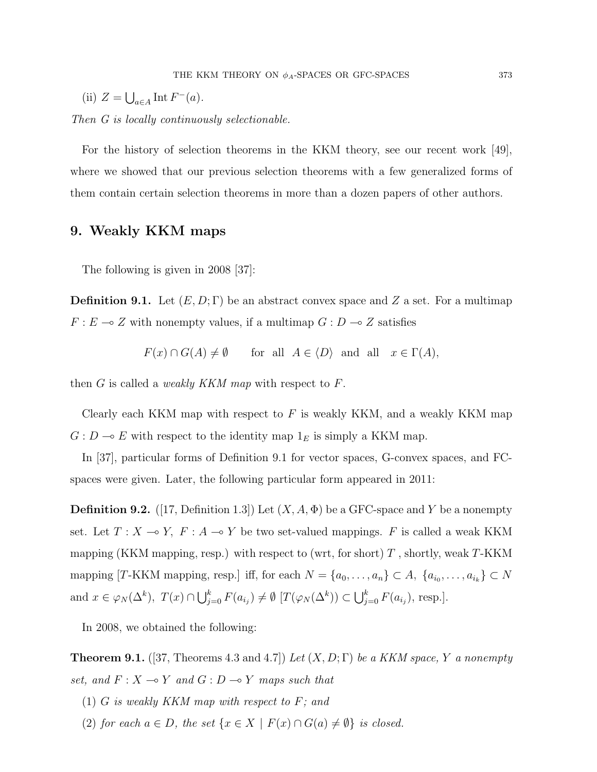(ii) $Z = \bigcup_{a \in A} \operatorname{Int} F^{-}(a)$.

*Then $G$ is locally continuously selectionable.*

For the history of selection theorems in the KKM theory, see our recent work [49], where we showed that our previous selection theorems with a few generalized forms of them contain certain selection theorems in more than a dozen papers of other authors.

## 9. Weakly KKM maps

The following is given in 2008 [37]:

**Definition 9.1.** Let $(E, D; \Gamma)$ be an abstract convex space and $Z$ a set. For a multimap $F : E \multimap Z$ with nonempty values, if a multimap $G : D \multimap Z$ satisfies

$$F(x) \cap G(A) \neq \emptyset \qquad \text{for all } \; A \in \langle D \rangle \; \text{ and all } \; x \in \Gamma(A),$$

then $G$ is called a *weakly KKM map* with respect to $F$.

Clearly each KKM map with respect to $F$ is weakly KKM, and a weakly KKM map $G : D \multimap E$ with respect to the identity map $1_E$ is simply a KKM map.

In [37], particular forms of Definition 9.1 for vector spaces, G-convex spaces, and FC-spaces were given. Later, the following particular form appeared in 2011:

**Definition 9.2.** ([17, Definition 1.3]) Let $(X, A, \Phi)$ be a GFC-space and $Y$ be a nonempty set. Let $T : X \multimap Y,\ F : A \multimap Y$ be two set-valued mappings. $F$ is called a weak KKM mapping (KKM mapping, resp.) with respect to (wrt, for short) $T$ , shortly, weak $T$-KKM mapping [$T$-KKM mapping, resp.] iff, for each $N = \{a_0, \ldots, a_n\} \subset A,\ \{a_{i_0}, \ldots, a_{i_k}\} \subset N$ and $x \in \varphi_N(\Delta^k),\ T(x) \cap \bigcup_{j=0}^{k} F(a_{i_j}) \neq \emptyset$ [$T(\varphi_N(\Delta^k)) \subset \bigcup_{j=0}^{k} F(a_{i_j})$, resp.].

In 2008, we obtained the following:

**Theorem 9.1.** ([37, Theorems 4.3 and 4.7]) *Let $(X, D; \Gamma)$ be a KKM space, $Y$ a nonempty set, and $F : X \multimap Y$ and $G : D \multimap Y$ maps such that*

(1) *$G$ is weakly KKM map with respect to $F$; and*

(2) *for each $a \in D$, the set $\{x \in X \mid F(x) \cap G(a) \neq \emptyset\}$ is closed.*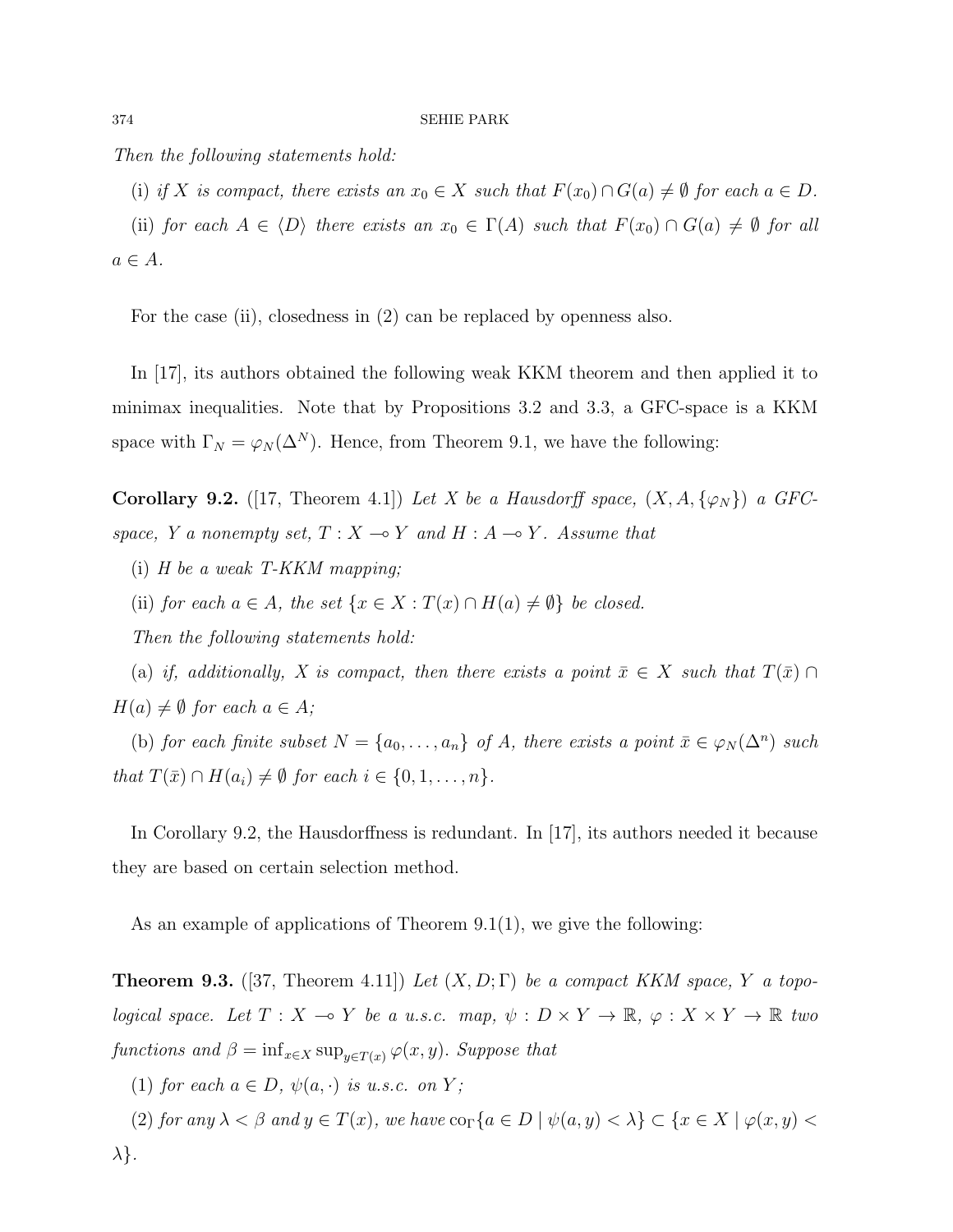*Then the following statements hold:*

(i) *if $X$ is compact, there exists an $x_0 \in X$ such that $F(x_0) \cap G(a) \neq \emptyset$ for each $a \in D$.*

(ii) *for each $A \in \langle D \rangle$ there exists an $x_0 \in \Gamma(A)$ such that $F(x_0) \cap G(a) \neq \emptyset$ for all $a \in A$.*

For the case (ii), closedness in (2) can be replaced by openness also.

In [17], its authors obtained the following weak KKM theorem and then applied it to minimax inequalities. Note that by Propositions 3.2 and 3.3, a GFC-space is a KKM space with $\Gamma_N = \varphi_N(\Delta^N)$. Hence, from Theorem 9.1, we have the following:

**Corollary 9.2.** ([17, Theorem 4.1]) *Let $X$ be a Hausdorff space, $(X, A, \{\varphi_N\})$ a GFC-space, $Y$ a nonempty set, $T : X \multimap Y$ and $H : A \multimap Y$. Assume that*

(i) *$H$ be a weak $T$-KKM mapping;*

(ii) *for each $a \in A$, the set $\{x \in X : T(x) \cap H(a) \neq \emptyset\}$ be closed.*

*Then the following statements hold:*

(a) *if, additionally, $X$ is compact, then there exists a point $\bar{x} \in X$ such that $T(\bar{x}) \cap H(a) \neq \emptyset$ for each $a \in A$;*

(b) *for each finite subset $N = \{a_0, \ldots, a_n\}$ of $A$, there exists a point $\bar{x} \in \varphi_N(\Delta^n)$ such that $T(\bar{x}) \cap H(a_i) \neq \emptyset$ for each $i \in \{0, 1, \ldots, n\}$.*

In Corollary 9.2, the Hausdorffness is redundant. In [17], its authors needed it because they are based on certain selection method.

As an example of applications of Theorem 9.1(1), we give the following:

**Theorem 9.3.** ([37, Theorem 4.11]) *Let $(X, D; \Gamma)$ be a compact KKM space, $Y$ a topological space. Let $T : X \multimap Y$ be a u.s.c. map, $\psi : D \times Y \to \mathbb{R}$, $\varphi : X \times Y \to \mathbb{R}$ two functions and $\beta = \inf_{x \in X} \sup_{y \in T(x)} \varphi(x, y)$. Suppose that*

(1) *for each $a \in D$, $\psi(a, \cdot)$ is u.s.c. on $Y$;*

(2) *for any $\lambda < \beta$ and $y \in T(x)$, we have $\mathrm{co}_\Gamma\{a \in D \mid \psi(a, y) < \lambda\} \subset \{x \in X \mid \varphi(x, y) < \lambda\}$.*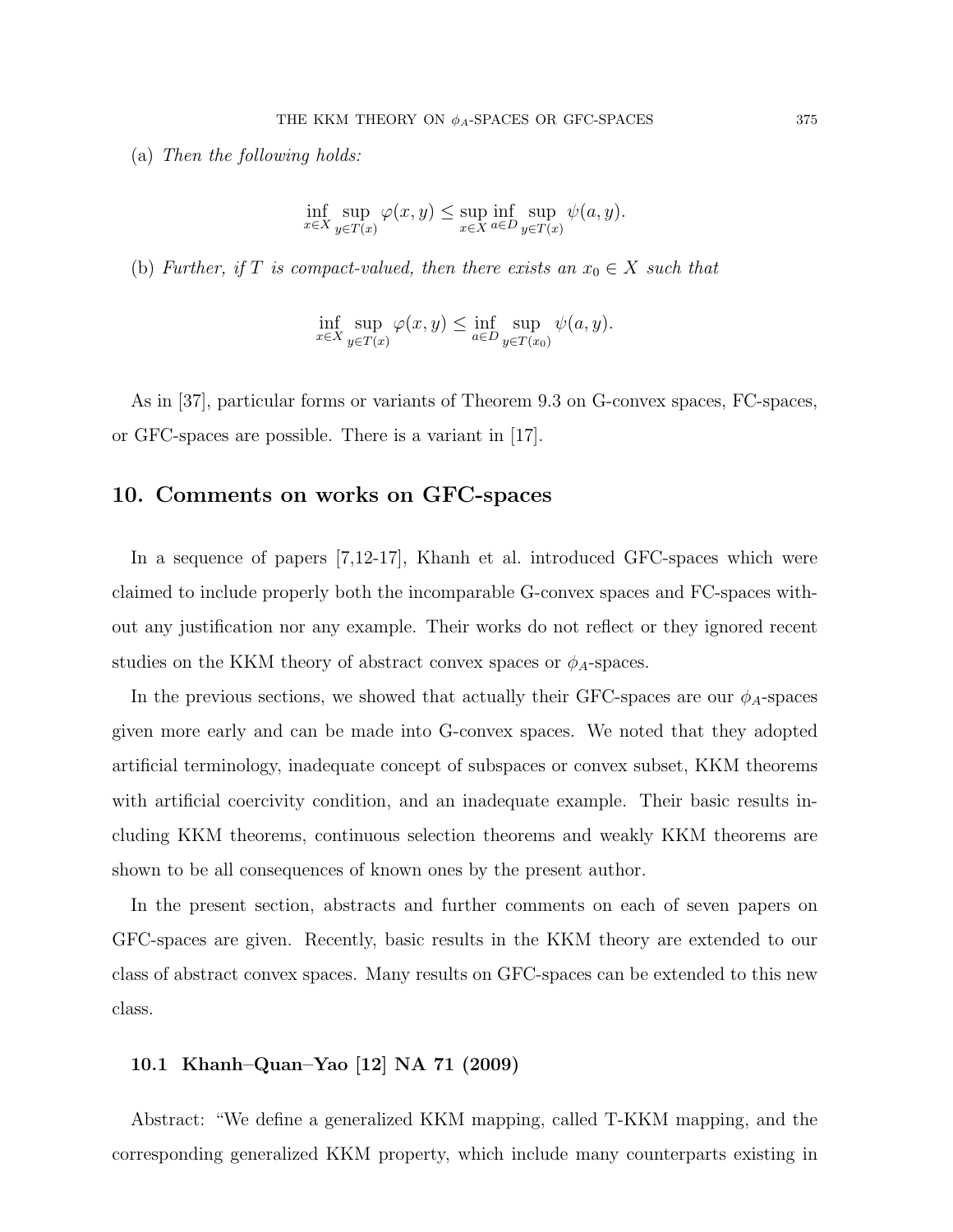(a) *Then the following holds:*

$$\inf_{x \in X} \sup_{y \in T(x)} \varphi(x, y) \leq \sup_{x \in X} \inf_{a \in D} \sup_{y \in T(x)} \psi(a, y).$$

(b) *Further, if $T$ is compact-valued, then there exists an $x_0 \in X$ such that*

$$\inf_{x \in X} \sup_{y \in T(x)} \varphi(x, y) \leq \inf_{a \in D} \sup_{y \in T(x_0)} \psi(a, y).$$

As in [37], particular forms or variants of Theorem 9.3 on G-convex spaces, FC-spaces, or GFC-spaces are possible. There is a variant in [17].

## 10. Comments on works on GFC-spaces

In a sequence of papers [7,12-17], Khanh et al. introduced GFC-spaces which were claimed to include properly both the incomparable G-convex spaces and FC-spaces without any justification nor any example. Their works do not reflect or they ignored recent studies on the KKM theory of abstract convex spaces or $\phi_A$-spaces.

In the previous sections, we showed that actually their GFC-spaces are our $\phi_A$-spaces given more early and can be made into G-convex spaces. We noted that they adopted artificial terminology, inadequate concept of subspaces or convex subset, KKM theorems with artificial coercivity condition, and an inadequate example. Their basic results including KKM theorems, continuous selection theorems and weakly KKM theorems are shown to be all consequences of known ones by the present author.

In the present section, abstracts and further comments on each of seven papers on GFC-spaces are given. Recently, basic results in the KKM theory are extended to our class of abstract convex spaces. Many results on GFC-spaces can be extended to this new class.

### 10.1 Khanh–Quan–Yao [12] NA 71 (2009)

Abstract: "We define a generalized KKM mapping, called T-KKM mapping, and the corresponding generalized KKM property, which include many counterparts existing in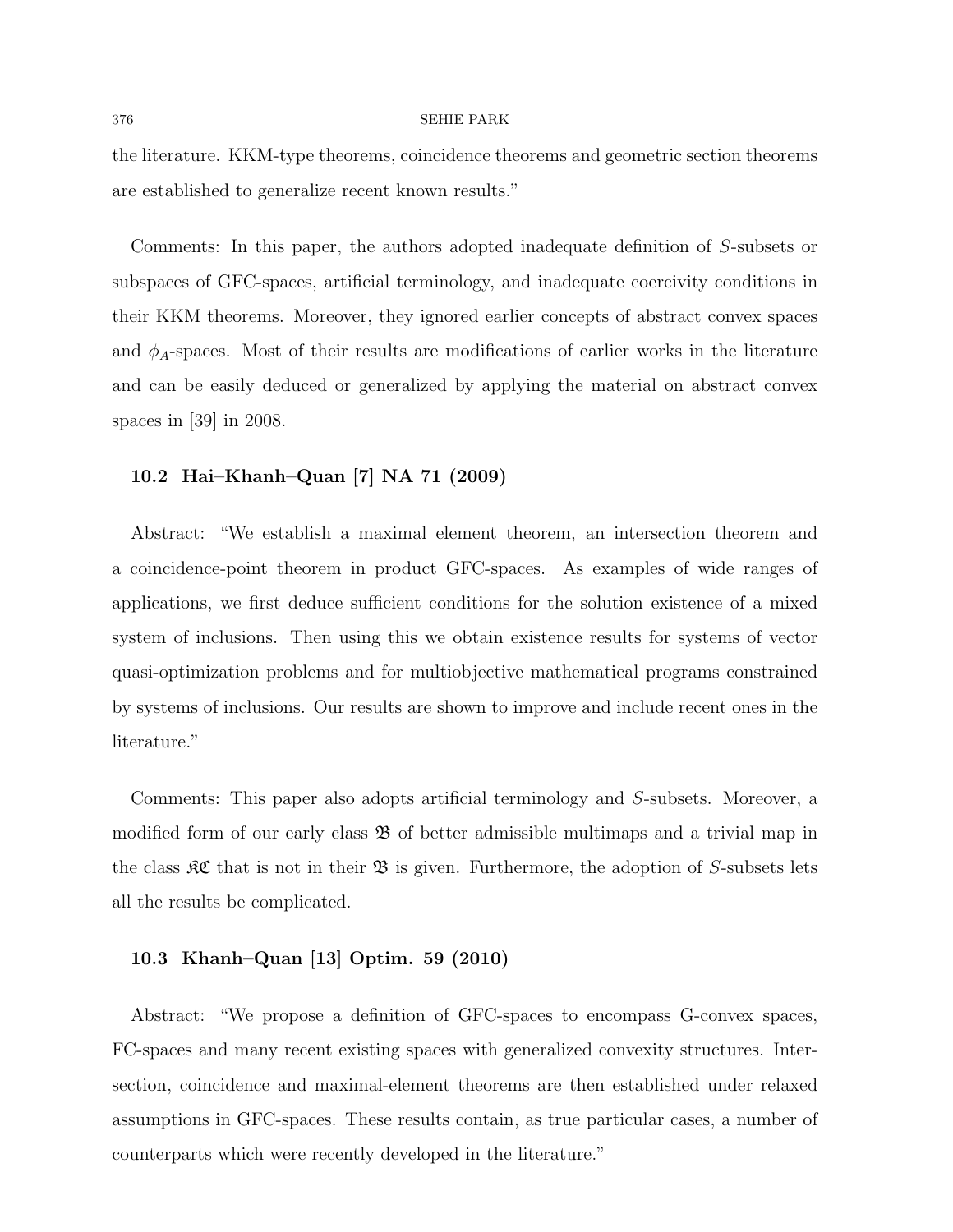the literature. KKM-type theorems, coincidence theorems and geometric section theorems are established to generalize recent known results."

Comments: In this paper, the authors adopted inadequate definition of $S$-subsets or subspaces of GFC-spaces, artificial terminology, and inadequate coercivity conditions in their KKM theorems. Moreover, they ignored earlier concepts of abstract convex spaces and $\phi_A$-spaces. Most of their results are modifications of earlier works in the literature and can be easily deduced or generalized by applying the material on abstract convex spaces in [39] in 2008.

### 10.2 Hai–Khanh–Quan [7] NA 71 (2009)

Abstract: "We establish a maximal element theorem, an intersection theorem and a coincidence-point theorem in product GFC-spaces. As examples of wide ranges of applications, we first deduce sufficient conditions for the solution existence of a mixed system of inclusions. Then using this we obtain existence results for systems of vector quasi-optimization problems and for multiobjective mathematical programs constrained by systems of inclusions. Our results are shown to improve and include recent ones in the literature."

Comments: This paper also adopts artificial terminology and $S$-subsets. Moreover, a modified form of our early class $\mathfrak{B}$ of better admissible multimaps and a trivial map in the class $\mathfrak{KC}$ that is not in their $\mathfrak{B}$ is given. Furthermore, the adoption of $S$-subsets lets all the results be complicated.

### 10.3 Khanh–Quan [13] Optim. 59 (2010)

Abstract: "We propose a definition of GFC-spaces to encompass G-convex spaces, FC-spaces and many recent existing spaces with generalized convexity structures. Intersection, coincidence and maximal-element theorems are then established under relaxed assumptions in GFC-spaces. These results contain, as true particular cases, a number of counterparts which were recently developed in the literature."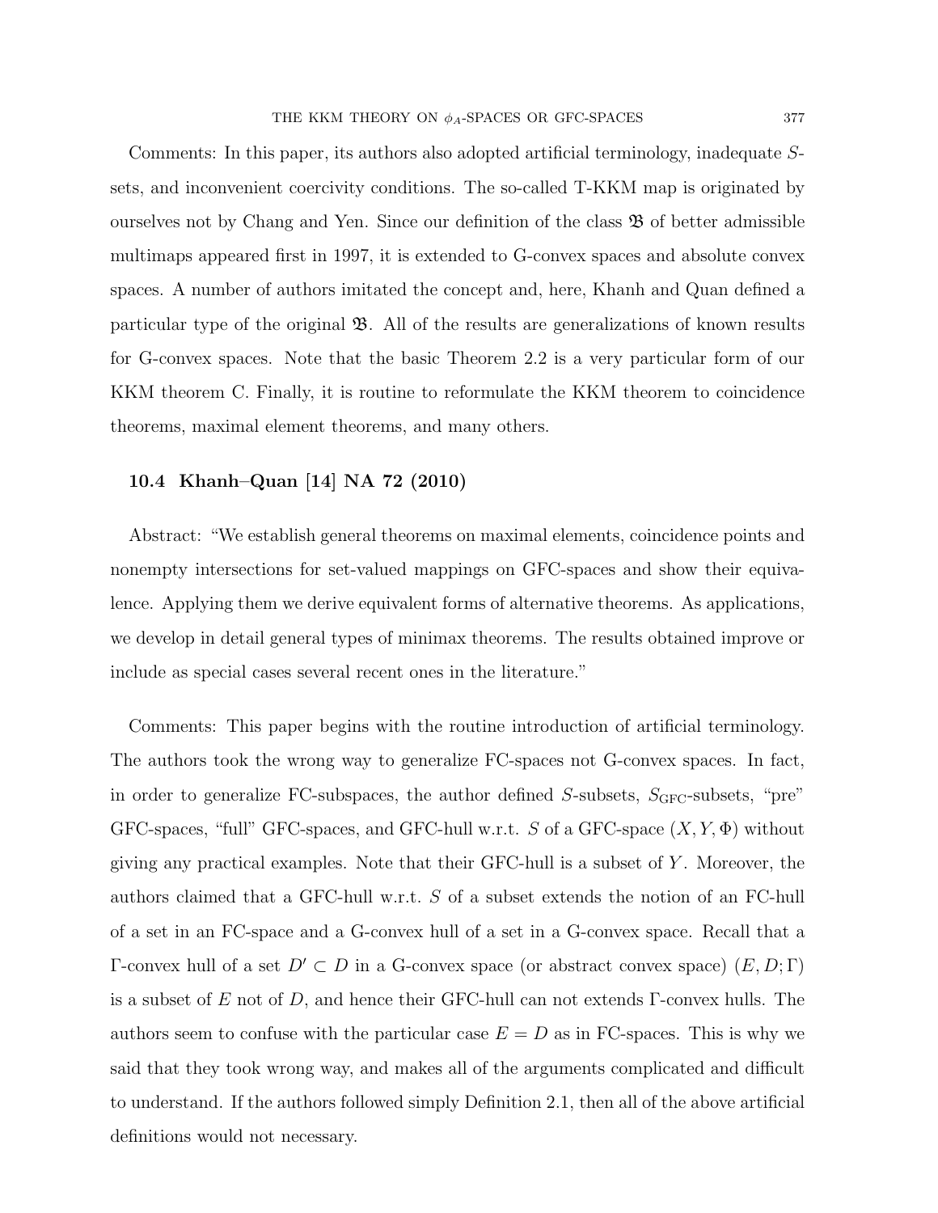Comments: In this paper, its authors also adopted artificial terminology, inadequate $S$-sets, and inconvenient coercivity conditions. The so-called T-KKM map is originated by ourselves not by Chang and Yen. Since our definition of the class $\mathfrak{B}$ of better admissible multimaps appeared first in 1997, it is extended to G-convex spaces and absolute convex spaces. A number of authors imitated the concept and, here, Khanh and Quan defined a particular type of the original $\mathfrak{B}$. All of the results are generalizations of known results for G-convex spaces. Note that the basic Theorem 2.2 is a very particular form of our KKM theorem C. Finally, it is routine to reformulate the KKM theorem to coincidence theorems, maximal element theorems, and many others.

### 10.4 Khanh–Quan [14] NA 72 (2010)

Abstract: "We establish general theorems on maximal elements, coincidence points and nonempty intersections for set-valued mappings on GFC-spaces and show their equivalence. Applying them we derive equivalent forms of alternative theorems. As applications, we develop in detail general types of minimax theorems. The results obtained improve or include as special cases several recent ones in the literature."

Comments: This paper begins with the routine introduction of artificial terminology. The authors took the wrong way to generalize FC-spaces not G-convex spaces. In fact, in order to generalize FC-subspaces, the author defined $S$-subsets, $S_{\rm GFC}$-subsets, "pre" GFC-spaces, "full" GFC-spaces, and GFC-hull w.r.t. $S$ of a GFC-space $(X, Y, \Phi)$ without giving any practical examples. Note that their GFC-hull is a subset of $Y$. Moreover, the authors claimed that a GFC-hull w.r.t. $S$ of a subset extends the notion of an FC-hull of a set in an FC-space and a G-convex hull of a set in a G-convex space. Recall that a $\Gamma$-convex hull of a set $D' \subset D$ in a G-convex space (or abstract convex space) $(E, D; \Gamma)$ is a subset of $E$ not of $D$, and hence their GFC-hull can not extends $\Gamma$-convex hulls. The authors seem to confuse with the particular case $E = D$ as in FC-spaces. This is why we said that they took wrong way, and makes all of the arguments complicated and difficult to understand. If the authors followed simply Definition 2.1, then all of the above artificial definitions would not necessary.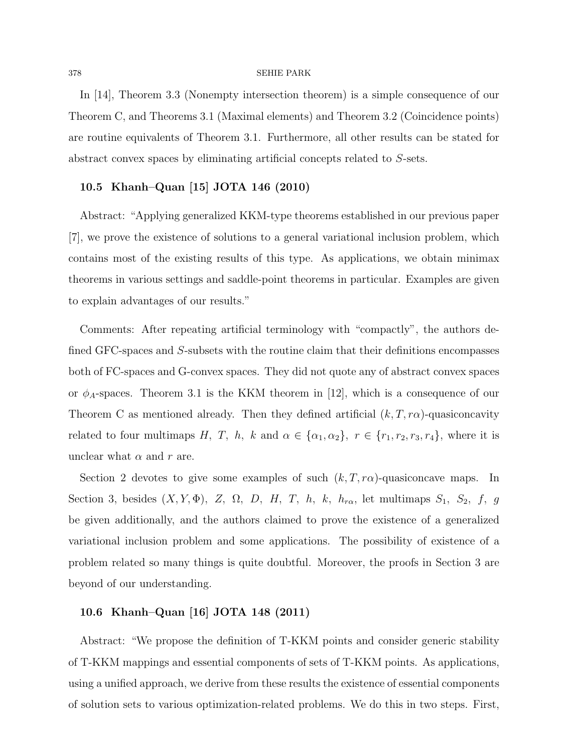In [14], Theorem 3.3 (Nonempty intersection theorem) is a simple consequence of our Theorem C, and Theorems 3.1 (Maximal elements) and Theorem 3.2 (Coincidence points) are routine equivalents of Theorem 3.1. Furthermore, all other results can be stated for abstract convex spaces by eliminating artificial concepts related to $S$-sets.

### 10.5 Khanh–Quan [15] JOTA 146 (2010)

Abstract: "Applying generalized KKM-type theorems established in our previous paper [7], we prove the existence of solutions to a general variational inclusion problem, which contains most of the existing results of this type. As applications, we obtain minimax theorems in various settings and saddle-point theorems in particular. Examples are given to explain advantages of our results."

Comments: After repeating artificial terminology with "compactly", the authors defined GFC-spaces and $S$-subsets with the routine claim that their definitions encompasses both of FC-spaces and G-convex spaces. They did not quote any of abstract convex spaces or $\phi_A$-spaces. Theorem 3.1 is the KKM theorem in [12], which is a consequence of our Theorem C as mentioned already. Then they defined artificial $(k, T, r\alpha)$-quasiconcavity related to four multimaps $H,\ T,\ h,\ k$ and $\alpha \in \{\alpha_1, \alpha_2\},\ r \in \{r_1, r_2, r_3, r_4\}$, where it is unclear what $\alpha$ and $r$ are.

Section 2 devotes to give some examples of such $(k, T, r\alpha)$-quasiconcave maps. In Section 3, besides $(X, Y, \Phi),\ Z,\ \Omega,\ D,\ H,\ T,\ h,\ k,\ h_{r\alpha}$, let multimaps $S_1,\ S_2,\ f,\ g$ be given additionally, and the authors claimed to prove the existence of a generalized variational inclusion problem and some applications. The possibility of existence of a problem related so many things is quite doubtful. Moreover, the proofs in Section 3 are beyond of our understanding.

### 10.6 Khanh–Quan [16] JOTA 148 (2011)

Abstract: "We propose the definition of T-KKM points and consider generic stability of T-KKM mappings and essential components of sets of T-KKM points. As applications, using a unified approach, we derive from these results the existence of essential components of solution sets to various optimization-related problems. We do this in two steps. First,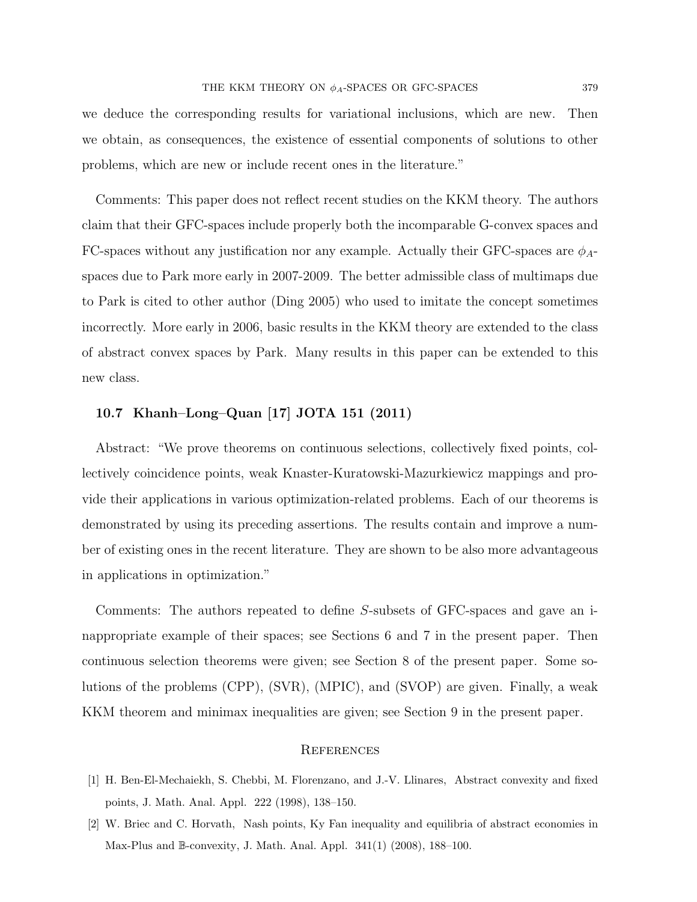we deduce the corresponding results for variational inclusions, which are new. Then we obtain, as consequences, the existence of essential components of solutions to other problems, which are new or include recent ones in the literature."

Comments: This paper does not reflect recent studies on the KKM theory. The authors claim that their GFC-spaces include properly both the incomparable G-convex spaces and FC-spaces without any justification nor any example. Actually their GFC-spaces are $\phi_A$-spaces due to Park more early in 2007-2009. The better admissible class of multimaps due to Park is cited to other author (Ding 2005) who used to imitate the concept sometimes incorrectly. More early in 2006, basic results in the KKM theory are extended to the class of abstract convex spaces by Park. Many results in this paper can be extended to this new class.

### 10.7 Khanh–Long–Quan [17] JOTA 151 (2011)

Abstract: "We prove theorems on continuous selections, collectively fixed points, collectively coincidence points, weak Knaster-Kuratowski-Mazurkiewicz mappings and provide their applications in various optimization-related problems. Each of our theorems is demonstrated by using its preceding assertions. The results contain and improve a number of existing ones in the recent literature. They are shown to be also more advantageous in applications in optimization."

Comments: The authors repeated to define $S$-subsets of GFC-spaces and gave an inappropriate example of their spaces; see Sections 6 and 7 in the present paper. Then continuous selection theorems were given; see Section 8 of the present paper. Some solutions of the problems (CPP), (SVR), (MPIC), and (SVOP) are given. Finally, a weak KKM theorem and minimax inequalities are given; see Section 9 in the present paper.

## References

[1] H. Ben-El-Mechaiekh, S. Chebbi, M. Florenzano, and J.-V. Llinares, Abstract convexity and fixed points, J. Math. Anal. Appl. 222 (1998), 138–150.

[2] W. Briec and C. Horvath, Nash points, Ky Fan inequality and equilibria of abstract economies in Max-Plus and $\mathbb{B}$-convexity, J. Math. Anal. Appl. 341(1) (2008), 188–100.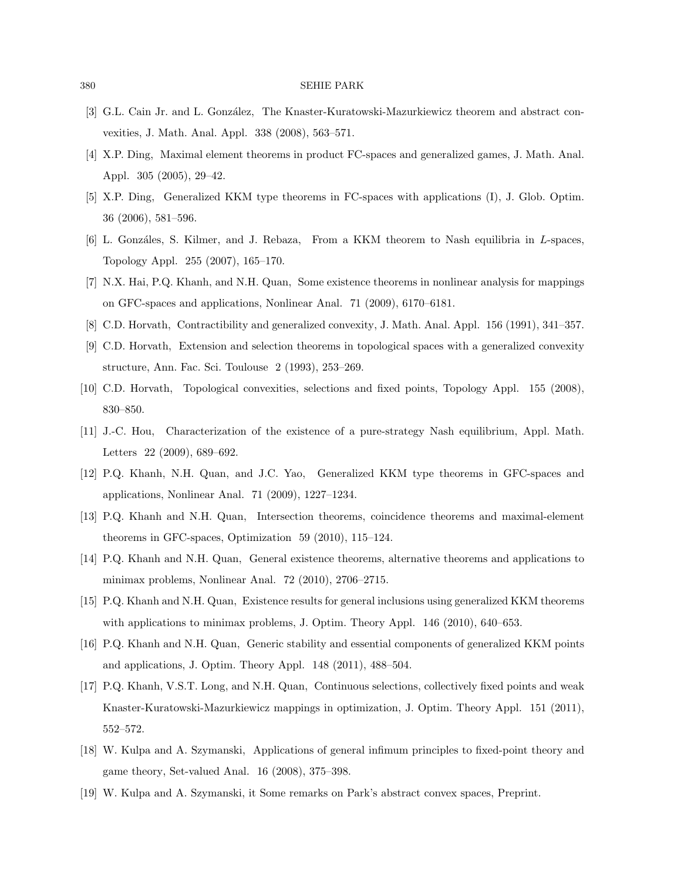[3] G.L. Cain Jr. and L. González, The Knaster-Kuratowski-Mazurkiewicz theorem and abstract convexities, J. Math. Anal. Appl. 338 (2008), 563–571.

[4] X.P. Ding, Maximal element theorems in product FC-spaces and generalized games, J. Math. Anal. Appl. 305 (2005), 29–42.

[5] X.P. Ding, Generalized KKM type theorems in FC-spaces with applications (I), J. Glob. Optim. 36 (2006), 581–596.

[6] L. Gonzáles, S. Kilmer, and J. Rebaza, From a KKM theorem to Nash equilibria in $L$-spaces, Topology Appl. 255 (2007), 165–170.

[7] N.X. Hai, P.Q. Khanh, and N.H. Quan, Some existence theorems in nonlinear analysis for mappings on GFC-spaces and applications, Nonlinear Anal. 71 (2009), 6170–6181.

[8] C.D. Horvath, Contractibility and generalized convexity, J. Math. Anal. Appl. 156 (1991), 341–357.

[9] C.D. Horvath, Extension and selection theorems in topological spaces with a generalized convexity structure, Ann. Fac. Sci. Toulouse 2 (1993), 253–269.

[10] C.D. Horvath, Topological convexities, selections and fixed points, Topology Appl. 155 (2008), 830–850.

[11] J.-C. Hou, Characterization of the existence of a pure-strategy Nash equilibrium, Appl. Math. Letters 22 (2009), 689–692.

[12] P.Q. Khanh, N.H. Quan, and J.C. Yao, Generalized KKM type theorems in GFC-spaces and applications, Nonlinear Anal. 71 (2009), 1227–1234.

[13] P.Q. Khanh and N.H. Quan, Intersection theorems, coincidence theorems and maximal-element theorems in GFC-spaces, Optimization 59 (2010), 115–124.

[14] P.Q. Khanh and N.H. Quan, General existence theorems, alternative theorems and applications to minimax problems, Nonlinear Anal. 72 (2010), 2706–2715.

[15] P.Q. Khanh and N.H. Quan, Existence results for general inclusions using generalized KKM theorems with applications to minimax problems, J. Optim. Theory Appl. 146 (2010), 640–653.

[16] P.Q. Khanh and N.H. Quan, Generic stability and essential components of generalized KKM points and applications, J. Optim. Theory Appl. 148 (2011), 488–504.

[17] P.Q. Khanh, V.S.T. Long, and N.H. Quan, Continuous selections, collectively fixed points and weak Knaster-Kuratowski-Mazurkiewicz mappings in optimization, J. Optim. Theory Appl. 151 (2011), 552–572.

[18] W. Kulpa and A. Szymanski, Applications of general infimum principles to fixed-point theory and game theory, Set-valued Anal. 16 (2008), 375–398.

[19] W. Kulpa and A. Szymanski, it Some remarks on Park's abstract convex spaces, Preprint.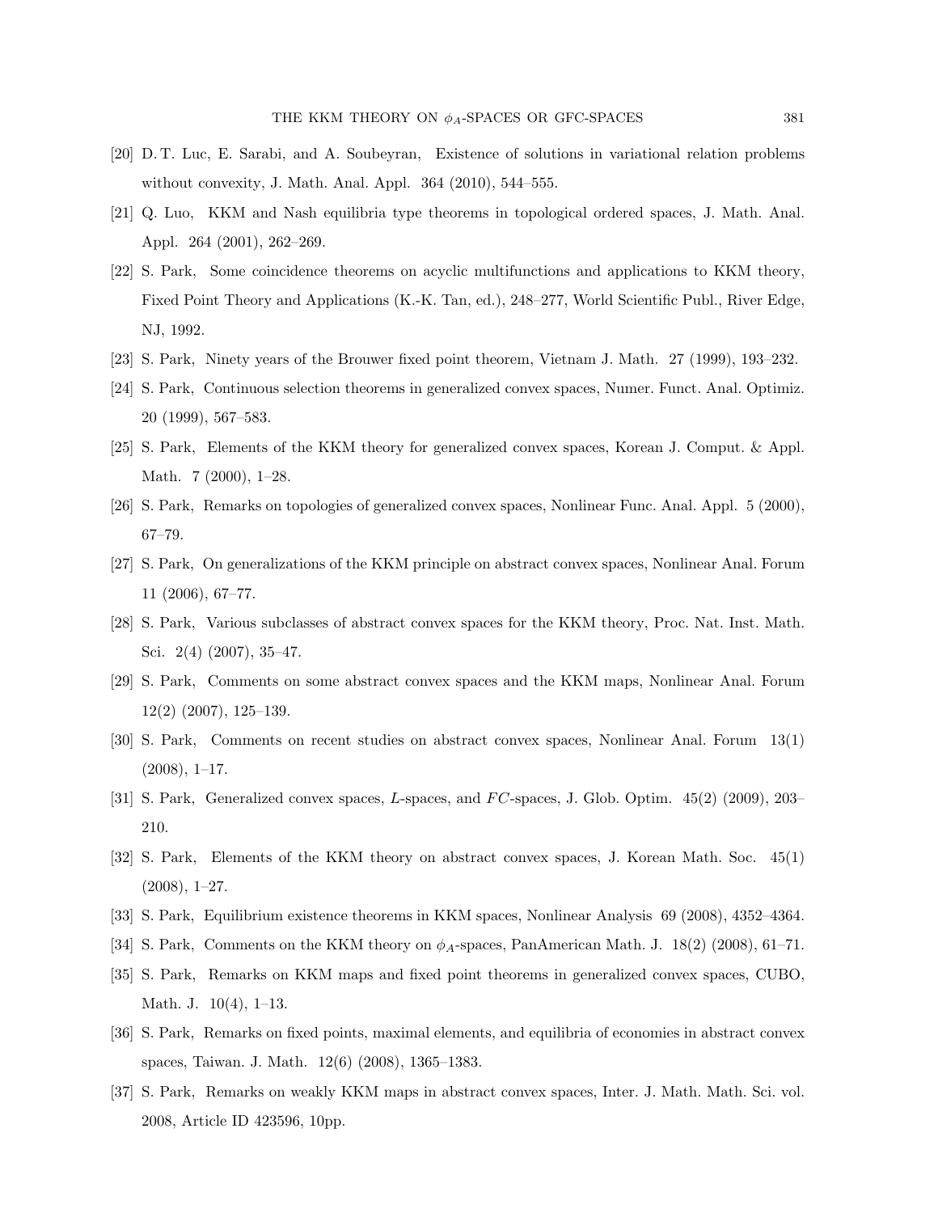[20] D. T. Luc, E. Sarabi, and A. Soubeyran, Existence of solutions in variational relation problems without convexity, J. Math. Anal. Appl. 364 (2010), 544–555.

[21] Q. Luo, KKM and Nash equilibria type theorems in topological ordered spaces, J. Math. Anal. Appl. 264 (2001), 262–269.

[22] S. Park, Some coincidence theorems on acyclic multifunctions and applications to KKM theory, Fixed Point Theory and Applications (K.-K. Tan, ed.), 248–277, World Scientific Publ., River Edge, NJ, 1992.

[23] S. Park, Ninety years of the Brouwer fixed point theorem, Vietnam J. Math. 27 (1999), 193–232.

[24] S. Park, Continuous selection theorems in generalized convex spaces, Numer. Funct. Anal. Optimiz. 20 (1999), 567–583.

[25] S. Park, Elements of the KKM theory for generalized convex spaces, Korean J. Comput. & Appl. Math. 7 (2000), 1–28.

[26] S. Park, Remarks on topologies of generalized convex spaces, Nonlinear Func. Anal. Appl. 5 (2000), 67–79.

[27] S. Park, On generalizations of the KKM principle on abstract convex spaces, Nonlinear Anal. Forum 11 (2006), 67–77.

[28] S. Park, Various subclasses of abstract convex spaces for the KKM theory, Proc. Nat. Inst. Math. Sci. 2(4) (2007), 35–47.

[29] S. Park, Comments on some abstract convex spaces and the KKM maps, Nonlinear Anal. Forum 12(2) (2007), 125–139.

[30] S. Park, Comments on recent studies on abstract convex spaces, Nonlinear Anal. Forum 13(1) (2008), 1–17.

[31] S. Park, Generalized convex spaces, $L$-spaces, and $FC$-spaces, J. Glob. Optim. 45(2) (2009), 203–210.

[32] S. Park, Elements of the KKM theory on abstract convex spaces, J. Korean Math. Soc. 45(1) (2008), 1–27.

[33] S. Park, Equilibrium existence theorems in KKM spaces, Nonlinear Analysis 69 (2008), 4352–4364.

[34] S. Park, Comments on the KKM theory on $\phi_A$-spaces, PanAmerican Math. J. 18(2) (2008), 61–71.

[35] S. Park, Remarks on KKM maps and fixed point theorems in generalized convex spaces, CUBO, Math. J. 10(4), 1–13.

[36] S. Park, Remarks on fixed points, maximal elements, and equilibria of economies in abstract convex spaces, Taiwan. J. Math. 12(6) (2008), 1365–1383.

[37] S. Park, Remarks on weakly KKM maps in abstract convex spaces, Inter. J. Math. Math. Sci. vol. 2008, Article ID 423596, 10pp.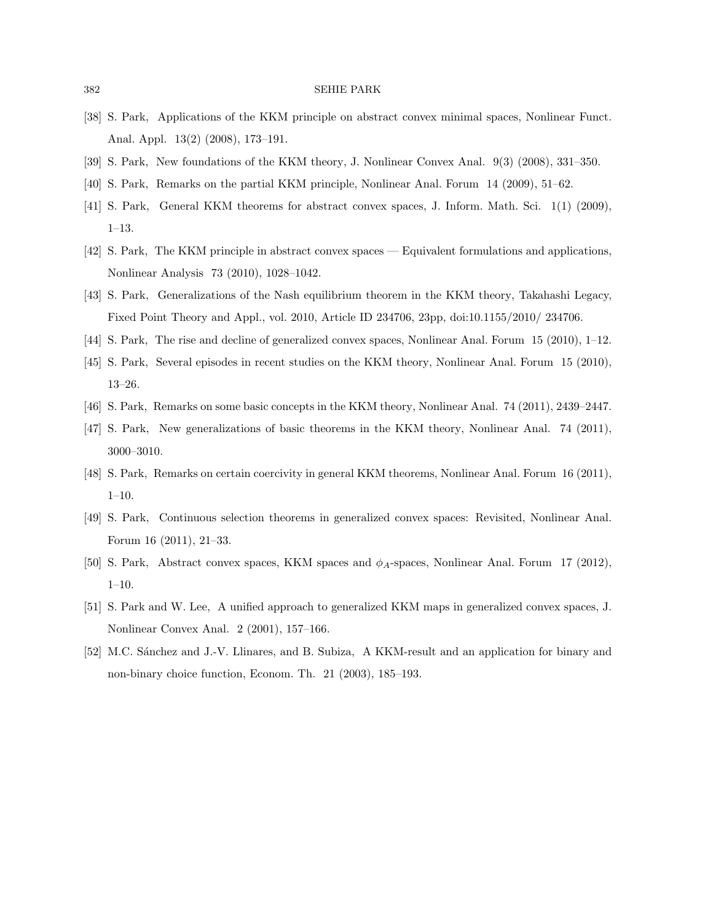[38] S. Park, Applications of the KKM principle on abstract convex minimal spaces, Nonlinear Funct. Anal. Appl. 13(2) (2008), 173–191.

[39] S. Park, New foundations of the KKM theory, J. Nonlinear Convex Anal. 9(3) (2008), 331–350.

[40] S. Park, Remarks on the partial KKM principle, Nonlinear Anal. Forum 14 (2009), 51–62.

[41] S. Park, General KKM theorems for abstract convex spaces, J. Inform. Math. Sci. 1(1) (2009), 1–13.

[42] S. Park, The KKM principle in abstract convex spaces — Equivalent formulations and applications, Nonlinear Analysis 73 (2010), 1028–1042.

[43] S. Park, Generalizations of the Nash equilibrium theorem in the KKM theory, Takahashi Legacy, Fixed Point Theory and Appl., vol. 2010, Article ID 234706, 23pp, doi:10.1155/2010/ 234706.

[44] S. Park, The rise and decline of generalized convex spaces, Nonlinear Anal. Forum 15 (2010), 1–12.

[45] S. Park, Several episodes in recent studies on the KKM theory, Nonlinear Anal. Forum 15 (2010), 13–26.

[46] S. Park, Remarks on some basic concepts in the KKM theory, Nonlinear Anal. 74 (2011), 2439–2447.

[47] S. Park, New generalizations of basic theorems in the KKM theory, Nonlinear Anal. 74 (2011), 3000–3010.

[48] S. Park, Remarks on certain coercivity in general KKM theorems, Nonlinear Anal. Forum 16 (2011), 1–10.

[49] S. Park, Continuous selection theorems in generalized convex spaces: Revisited, Nonlinear Anal. Forum 16 (2011), 21–33.

[50] S. Park, Abstract convex spaces, KKM spaces and $\phi_A$-spaces, Nonlinear Anal. Forum 17 (2012), 1–10.

[51] S. Park and W. Lee, A unified approach to generalized KKM maps in generalized convex spaces, J. Nonlinear Convex Anal. 2 (2001), 157–166.

[52] M.C. Sánchez and J.-V. Llinares, and B. Subiza, A KKM-result and an application for binary and non-binary choice function, Econom. Th. 21 (2003), 185–193.